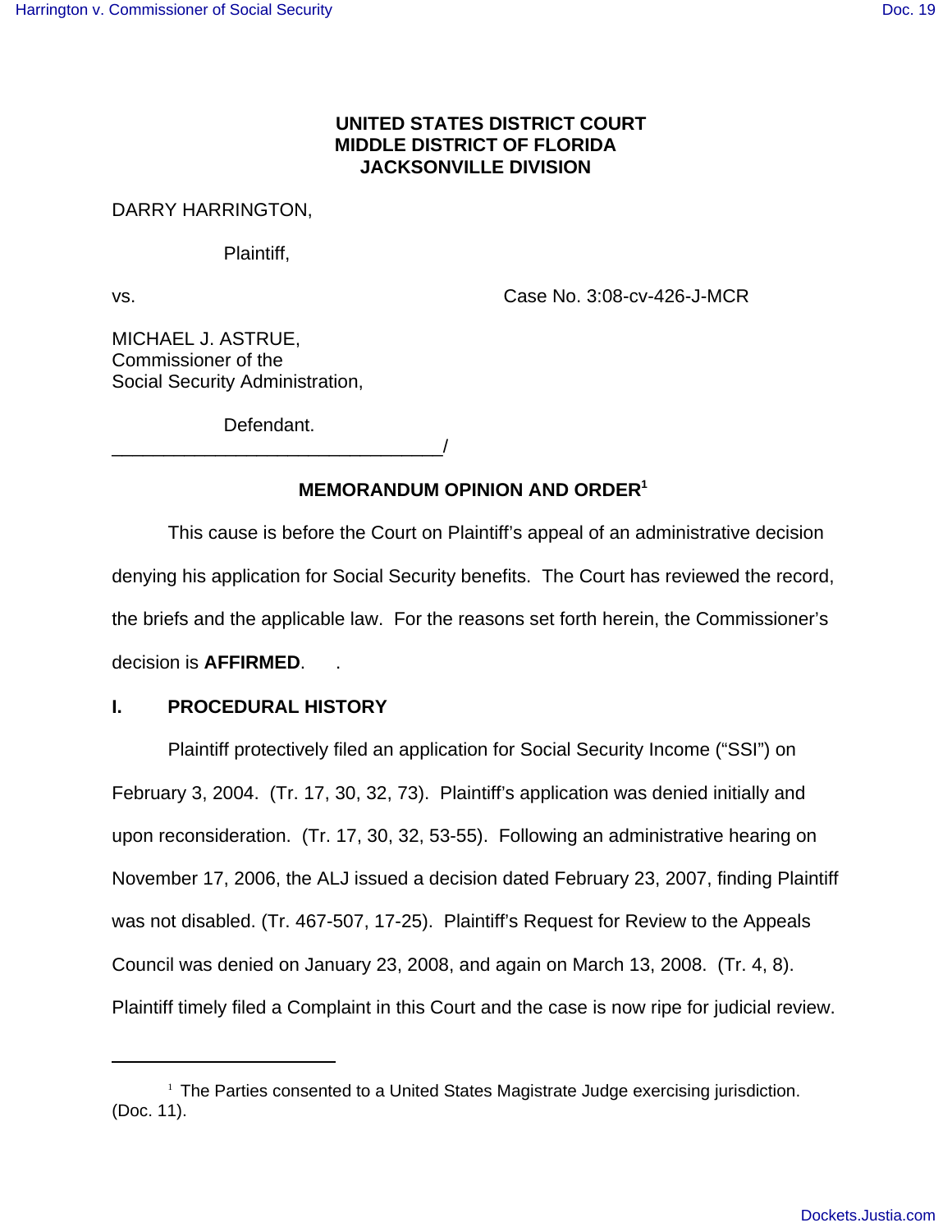**UNITED STATES DISTRICT COURT**
**MIDDLE DISTRICT OF FLORIDA**
**JACKSONVILLE DIVISION**

DARRY HARRINGTON,

Plaintiff,

vs. Case No. 3:08-cv-426-J-MCR

MICHAEL J. ASTRUE,
Commissioner of the
Social Security Administration,

Defendant.
_______________________________/

**MEMORANDUM OPINION AND ORDER[1]**

This cause is before the Court on Plaintiff's appeal of an administrative decision denying his application for Social Security benefits. The Court has reviewed the record, the briefs and the applicable law. For the reasons set forth herein, the Commissioner's decision is **AFFIRMED**. .

## I. PROCEDURAL HISTORY

Plaintiff protectively filed an application for Social Security Income ("SSI") on February 3, 2004. (Tr. 17, 30, 32, 73). Plaintiff's application was denied initially and upon reconsideration. (Tr. 17, 30, 32, 53-55). Following an administrative hearing on November 17, 2006, the ALJ issued a decision dated February 23, 2007, finding Plaintiff was not disabled. (Tr. 467-507, 17-25). Plaintiff's Request for Review to the Appeals Council was denied on January 23, 2008, and again on March 13, 2008. (Tr. 4, 8). Plaintiff timely filed a Complaint in this Court and the case is now ripe for judicial review.

---

[1] The Parties consented to a United States Magistrate Judge exercising jurisdiction. (Doc. 11).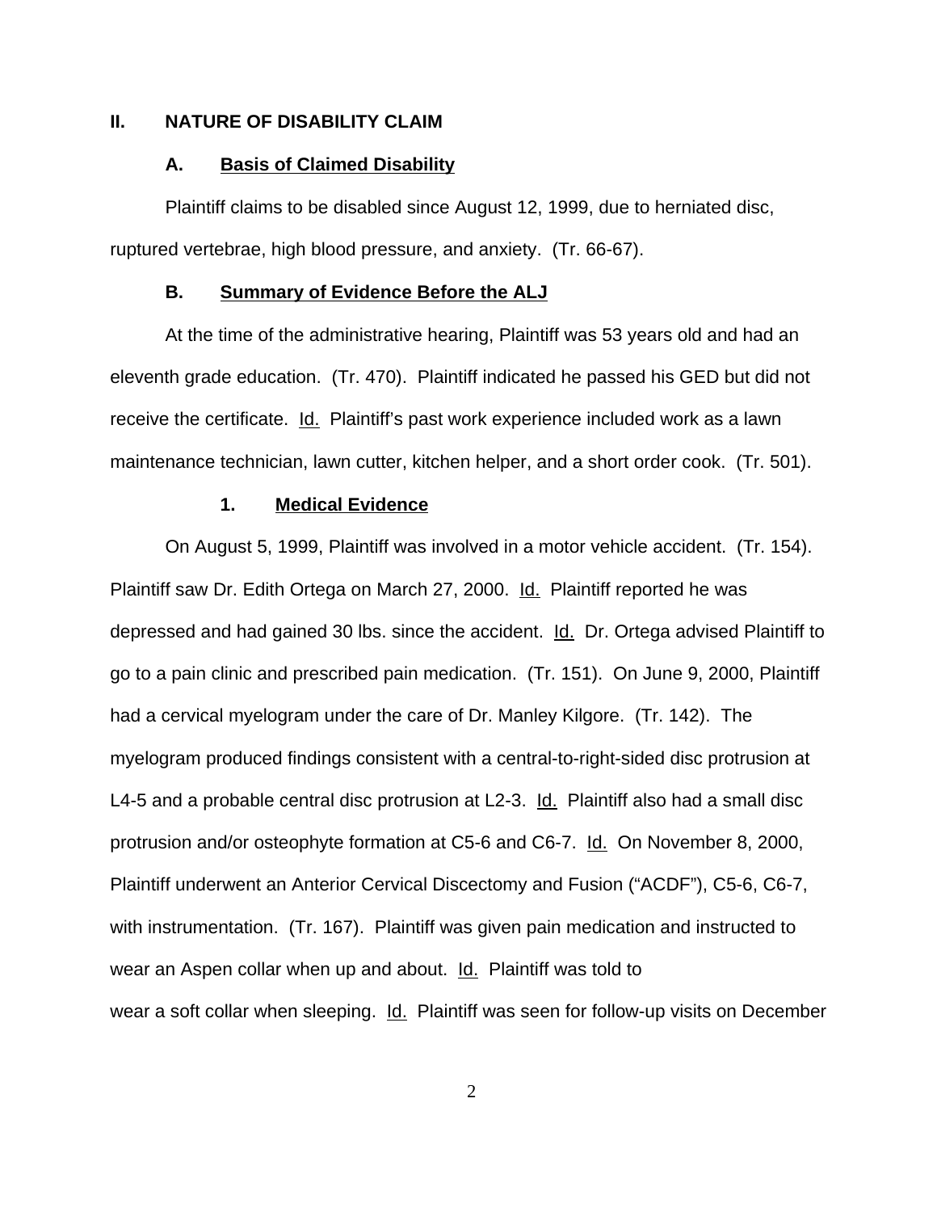## II. NATURE OF DISABILITY CLAIM

### A. Basis of Claimed Disability

Plaintiff claims to be disabled since August 12, 1999, due to herniated disc, ruptured vertebrae, high blood pressure, and anxiety. (Tr. 66-67).

### B. Summary of Evidence Before the ALJ

At the time of the administrative hearing, Plaintiff was 53 years old and had an eleventh grade education. (Tr. 470). Plaintiff indicated he passed his GED but did not receive the certificate. Id. Plaintiff's past work experience included work as a lawn maintenance technician, lawn cutter, kitchen helper, and a short order cook. (Tr. 501).

#### 1. Medical Evidence

On August 5, 1999, Plaintiff was involved in a motor vehicle accident. (Tr. 154). Plaintiff saw Dr. Edith Ortega on March 27, 2000. Id. Plaintiff reported he was depressed and had gained 30 lbs. since the accident. Id. Dr. Ortega advised Plaintiff to go to a pain clinic and prescribed pain medication. (Tr. 151). On June 9, 2000, Plaintiff had a cervical myelogram under the care of Dr. Manley Kilgore. (Tr. 142). The myelogram produced findings consistent with a central-to-right-sided disc protrusion at L4-5 and a probable central disc protrusion at L2-3. Id. Plaintiff also had a small disc protrusion and/or osteophyte formation at C5-6 and C6-7. Id. On November 8, 2000, Plaintiff underwent an Anterior Cervical Discectomy and Fusion ("ACDF"), C5-6, C6-7, with instrumentation. (Tr. 167). Plaintiff was given pain medication and instructed to wear an Aspen collar when up and about. Id. Plaintiff was told to wear a soft collar when sleeping. Id. Plaintiff was seen for follow-up visits on December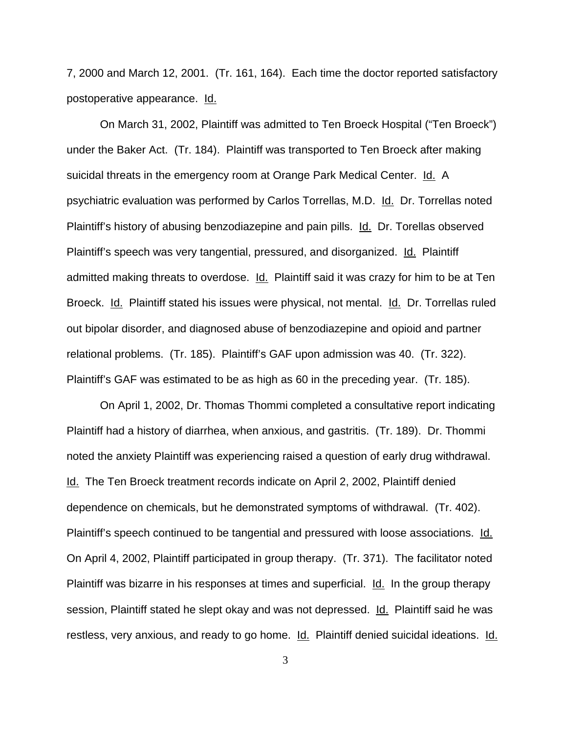7, 2000 and March 12, 2001. (Tr. 161, 164). Each time the doctor reported satisfactory postoperative appearance. Id.

On March 31, 2002, Plaintiff was admitted to Ten Broeck Hospital ("Ten Broeck") under the Baker Act. (Tr. 184). Plaintiff was transported to Ten Broeck after making suicidal threats in the emergency room at Orange Park Medical Center. Id. A psychiatric evaluation was performed by Carlos Torrellas, M.D. Id. Dr. Torrellas noted Plaintiff's history of abusing benzodiazepine and pain pills. Id. Dr. Torellas observed Plaintiff's speech was very tangential, pressured, and disorganized. Id. Plaintiff admitted making threats to overdose. Id. Plaintiff said it was crazy for him to be at Ten Broeck. Id. Plaintiff stated his issues were physical, not mental. Id. Dr. Torrellas ruled out bipolar disorder, and diagnosed abuse of benzodiazepine and opioid and partner relational problems. (Tr. 185). Plaintiff's GAF upon admission was 40. (Tr. 322). Plaintiff's GAF was estimated to be as high as 60 in the preceding year. (Tr. 185).

On April 1, 2002, Dr. Thomas Thommi completed a consultative report indicating Plaintiff had a history of diarrhea, when anxious, and gastritis. (Tr. 189). Dr. Thommi noted the anxiety Plaintiff was experiencing raised a question of early drug withdrawal. Id. The Ten Broeck treatment records indicate on April 2, 2002, Plaintiff denied dependence on chemicals, but he demonstrated symptoms of withdrawal. (Tr. 402). Plaintiff's speech continued to be tangential and pressured with loose associations. Id. On April 4, 2002, Plaintiff participated in group therapy. (Tr. 371). The facilitator noted Plaintiff was bizarre in his responses at times and superficial. Id. In the group therapy session, Plaintiff stated he slept okay and was not depressed. Id. Plaintiff said he was restless, very anxious, and ready to go home. Id. Plaintiff denied suicidal ideations. Id.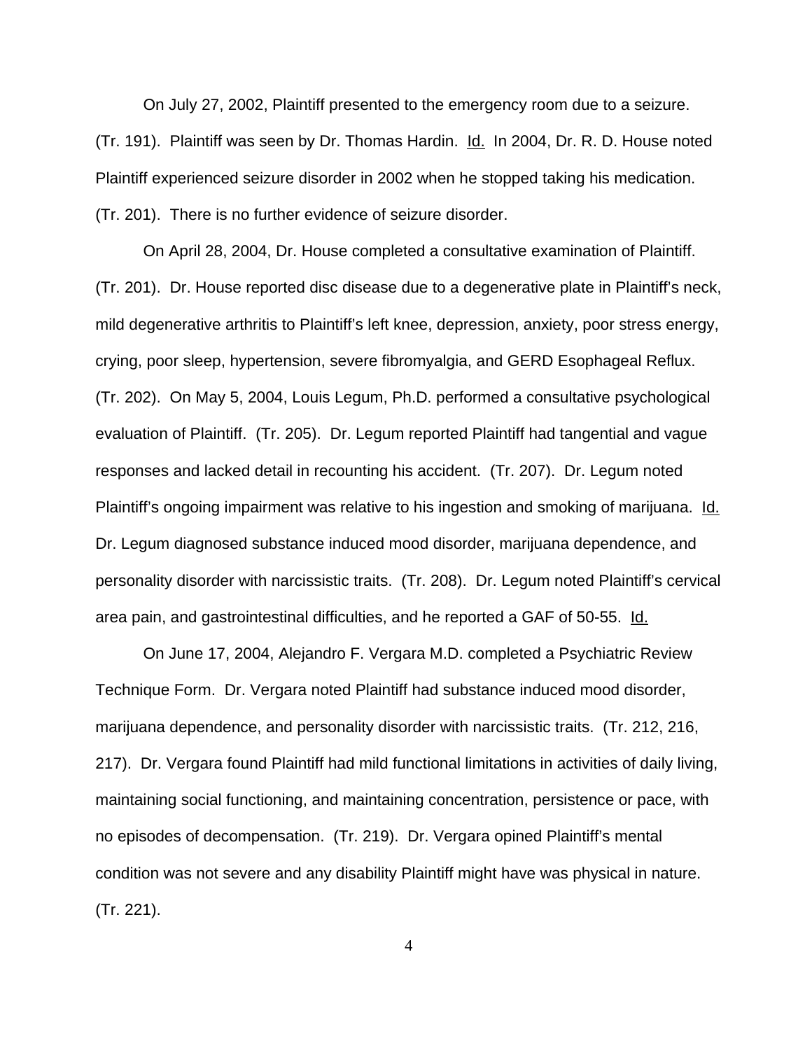On July 27, 2002, Plaintiff presented to the emergency room due to a seizure. (Tr. 191). Plaintiff was seen by Dr. Thomas Hardin. Id. In 2004, Dr. R. D. House noted Plaintiff experienced seizure disorder in 2002 when he stopped taking his medication. (Tr. 201). There is no further evidence of seizure disorder.

On April 28, 2004, Dr. House completed a consultative examination of Plaintiff. (Tr. 201). Dr. House reported disc disease due to a degenerative plate in Plaintiff's neck, mild degenerative arthritis to Plaintiff's left knee, depression, anxiety, poor stress energy, crying, poor sleep, hypertension, severe fibromyalgia, and GERD Esophageal Reflux. (Tr. 202). On May 5, 2004, Louis Legum, Ph.D. performed a consultative psychological evaluation of Plaintiff. (Tr. 205). Dr. Legum reported Plaintiff had tangential and vague responses and lacked detail in recounting his accident. (Tr. 207). Dr. Legum noted Plaintiff's ongoing impairment was relative to his ingestion and smoking of marijuana. Id. Dr. Legum diagnosed substance induced mood disorder, marijuana dependence, and personality disorder with narcissistic traits. (Tr. 208). Dr. Legum noted Plaintiff's cervical area pain, and gastrointestinal difficulties, and he reported a GAF of 50-55. Id.

On June 17, 2004, Alejandro F. Vergara M.D. completed a Psychiatric Review Technique Form. Dr. Vergara noted Plaintiff had substance induced mood disorder, marijuana dependence, and personality disorder with narcissistic traits. (Tr. 212, 216, 217). Dr. Vergara found Plaintiff had mild functional limitations in activities of daily living, maintaining social functioning, and maintaining concentration, persistence or pace, with no episodes of decompensation. (Tr. 219). Dr. Vergara opined Plaintiff's mental condition was not severe and any disability Plaintiff might have was physical in nature. (Tr. 221).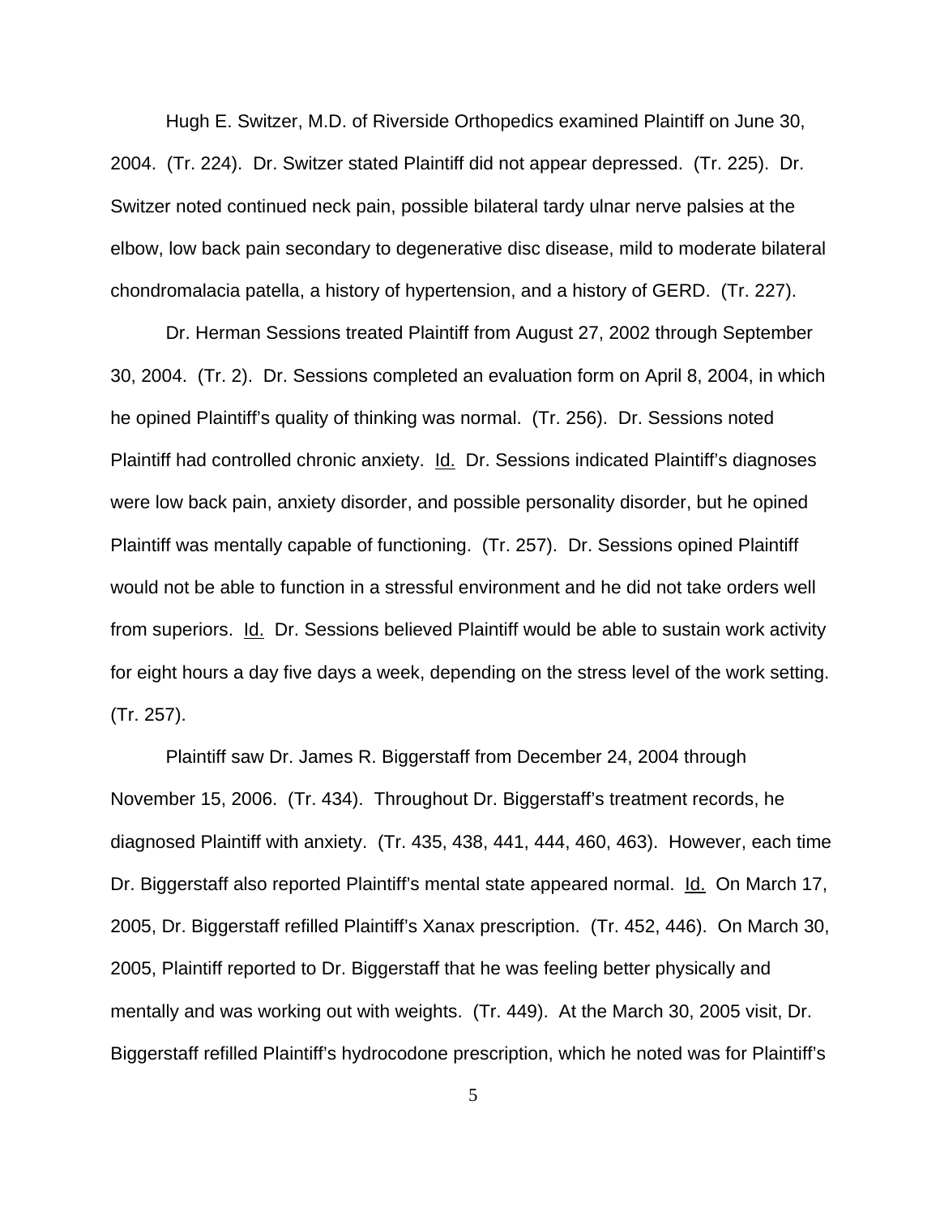Hugh E. Switzer, M.D. of Riverside Orthopedics examined Plaintiff on June 30, 2004. (Tr. 224). Dr. Switzer stated Plaintiff did not appear depressed. (Tr. 225). Dr. Switzer noted continued neck pain, possible bilateral tardy ulnar nerve palsies at the elbow, low back pain secondary to degenerative disc disease, mild to moderate bilateral chondromalacia patella, a history of hypertension, and a history of GERD. (Tr. 227).

Dr. Herman Sessions treated Plaintiff from August 27, 2002 through September 30, 2004. (Tr. 2). Dr. Sessions completed an evaluation form on April 8, 2004, in which he opined Plaintiff's quality of thinking was normal. (Tr. 256). Dr. Sessions noted Plaintiff had controlled chronic anxiety. Id. Dr. Sessions indicated Plaintiff's diagnoses were low back pain, anxiety disorder, and possible personality disorder, but he opined Plaintiff was mentally capable of functioning. (Tr. 257). Dr. Sessions opined Plaintiff would not be able to function in a stressful environment and he did not take orders well from superiors. Id. Dr. Sessions believed Plaintiff would be able to sustain work activity for eight hours a day five days a week, depending on the stress level of the work setting. (Tr. 257).

Plaintiff saw Dr. James R. Biggerstaff from December 24, 2004 through November 15, 2006. (Tr. 434). Throughout Dr. Biggerstaff's treatment records, he diagnosed Plaintiff with anxiety. (Tr. 435, 438, 441, 444, 460, 463). However, each time Dr. Biggerstaff also reported Plaintiff's mental state appeared normal. Id. On March 17, 2005, Dr. Biggerstaff refilled Plaintiff's Xanax prescription. (Tr. 452, 446). On March 30, 2005, Plaintiff reported to Dr. Biggerstaff that he was feeling better physically and mentally and was working out with weights. (Tr. 449). At the March 30, 2005 visit, Dr. Biggerstaff refilled Plaintiff's hydrocodone prescription, which he noted was for Plaintiff's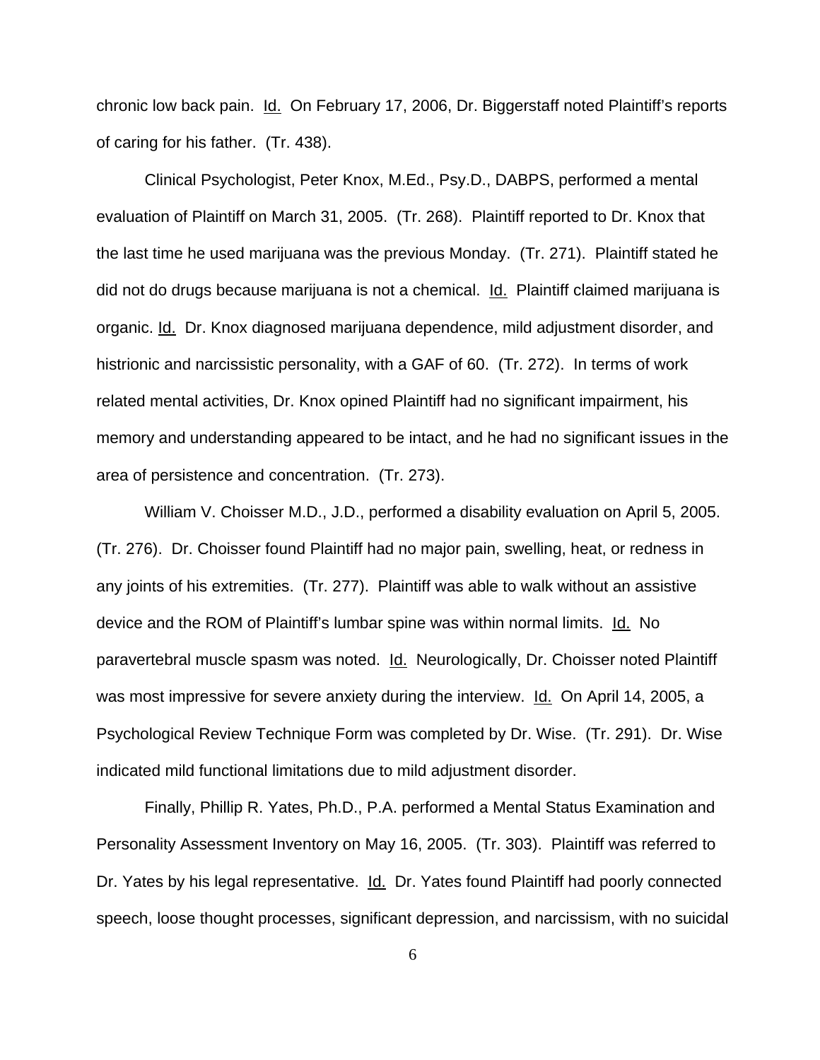chronic low back pain. Id. On February 17, 2006, Dr. Biggerstaff noted Plaintiff's reports of caring for his father. (Tr. 438).

Clinical Psychologist, Peter Knox, M.Ed., Psy.D., DABPS, performed a mental evaluation of Plaintiff on March 31, 2005. (Tr. 268). Plaintiff reported to Dr. Knox that the last time he used marijuana was the previous Monday. (Tr. 271). Plaintiff stated he did not do drugs because marijuana is not a chemical. Id. Plaintiff claimed marijuana is organic. Id. Dr. Knox diagnosed marijuana dependence, mild adjustment disorder, and histrionic and narcissistic personality, with a GAF of 60. (Tr. 272). In terms of work related mental activities, Dr. Knox opined Plaintiff had no significant impairment, his memory and understanding appeared to be intact, and he had no significant issues in the area of persistence and concentration. (Tr. 273).

William V. Choisser M.D., J.D., performed a disability evaluation on April 5, 2005. (Tr. 276). Dr. Choisser found Plaintiff had no major pain, swelling, heat, or redness in any joints of his extremities. (Tr. 277). Plaintiff was able to walk without an assistive device and the ROM of Plaintiff's lumbar spine was within normal limits. Id. No paravertebral muscle spasm was noted. Id. Neurologically, Dr. Choisser noted Plaintiff was most impressive for severe anxiety during the interview. Id. On April 14, 2005, a Psychological Review Technique Form was completed by Dr. Wise. (Tr. 291). Dr. Wise indicated mild functional limitations due to mild adjustment disorder.

Finally, Phillip R. Yates, Ph.D., P.A. performed a Mental Status Examination and Personality Assessment Inventory on May 16, 2005. (Tr. 303). Plaintiff was referred to Dr. Yates by his legal representative. Id. Dr. Yates found Plaintiff had poorly connected speech, loose thought processes, significant depression, and narcissism, with no suicidal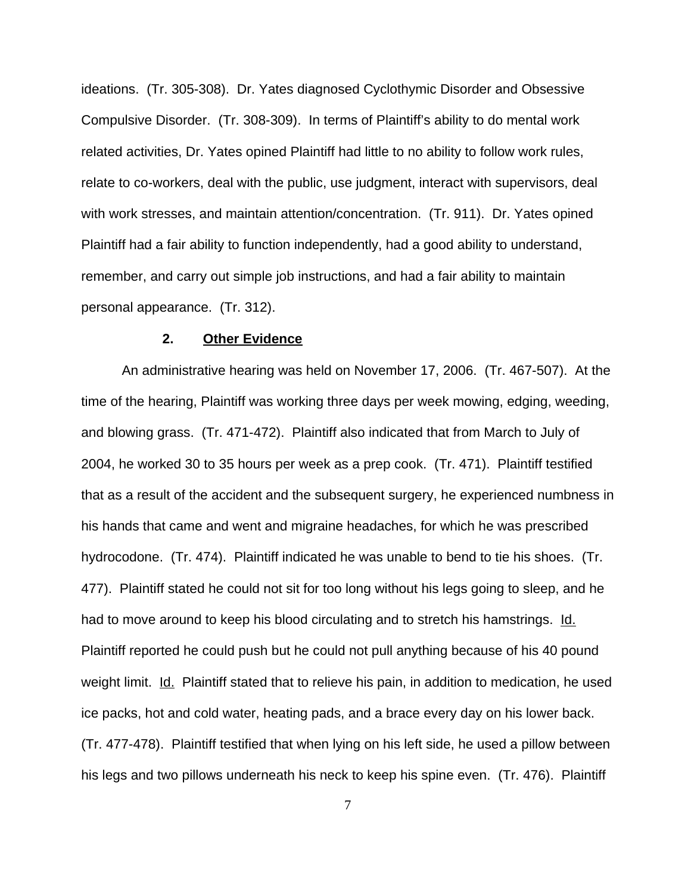ideations. (Tr. 305-308). Dr. Yates diagnosed Cyclothymic Disorder and Obsessive Compulsive Disorder. (Tr. 308-309). In terms of Plaintiff's ability to do mental work related activities, Dr. Yates opined Plaintiff had little to no ability to follow work rules, relate to co-workers, deal with the public, use judgment, interact with supervisors, deal with work stresses, and maintain attention/concentration. (Tr. 911). Dr. Yates opined Plaintiff had a fair ability to function independently, had a good ability to understand, remember, and carry out simple job instructions, and had a fair ability to maintain personal appearance. (Tr. 312).

### 2. Other Evidence

An administrative hearing was held on November 17, 2006. (Tr. 467-507). At the time of the hearing, Plaintiff was working three days per week mowing, edging, weeding, and blowing grass. (Tr. 471-472). Plaintiff also indicated that from March to July of 2004, he worked 30 to 35 hours per week as a prep cook. (Tr. 471). Plaintiff testified that as a result of the accident and the subsequent surgery, he experienced numbness in his hands that came and went and migraine headaches, for which he was prescribed hydrocodone. (Tr. 474). Plaintiff indicated he was unable to bend to tie his shoes. (Tr. 477). Plaintiff stated he could not sit for too long without his legs going to sleep, and he had to move around to keep his blood circulating and to stretch his hamstrings. Id. Plaintiff reported he could push but he could not pull anything because of his 40 pound weight limit. Id. Plaintiff stated that to relieve his pain, in addition to medication, he used ice packs, hot and cold water, heating pads, and a brace every day on his lower back. (Tr. 477-478). Plaintiff testified that when lying on his left side, he used a pillow between his legs and two pillows underneath his neck to keep his spine even. (Tr. 476). Plaintiff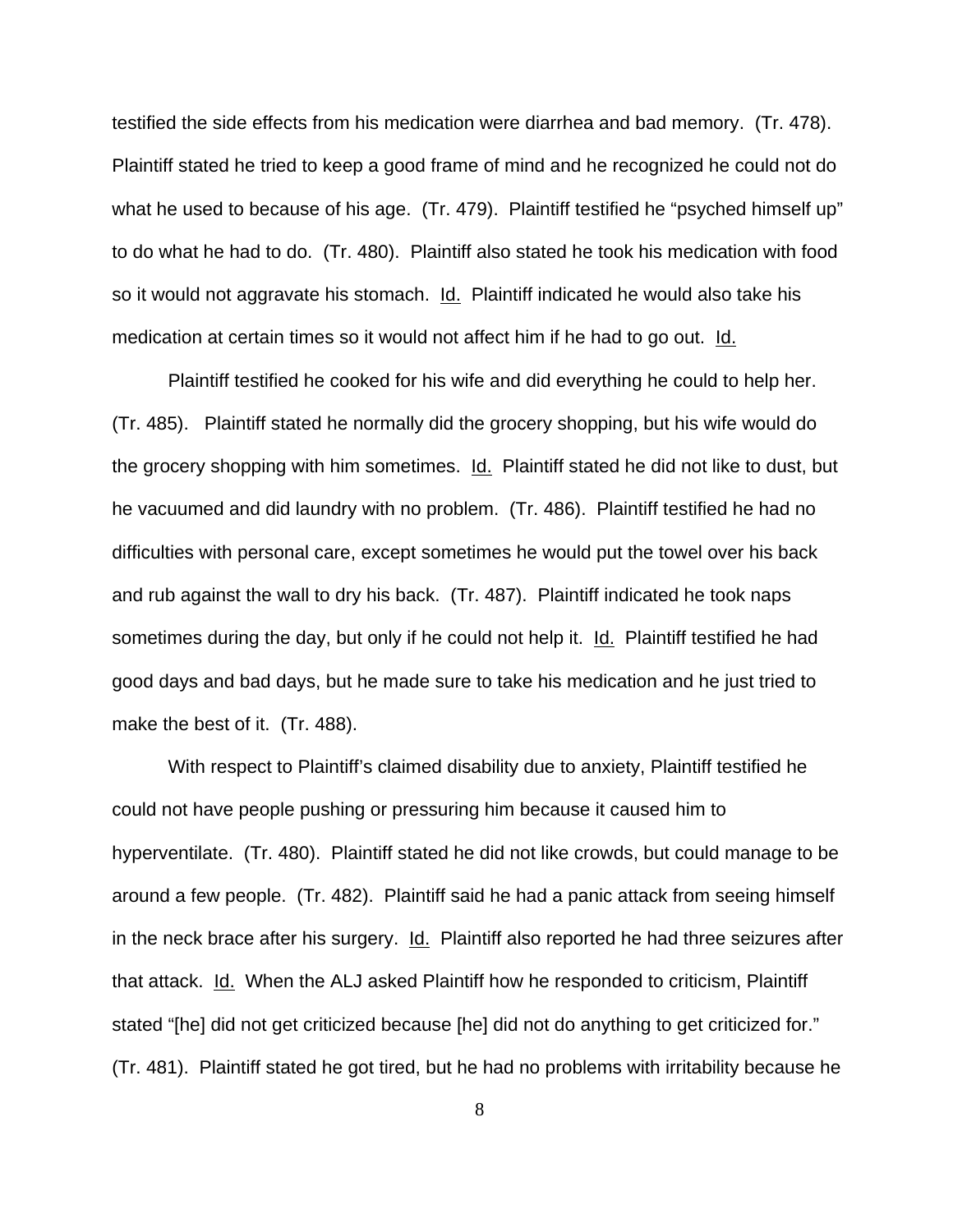testified the side effects from his medication were diarrhea and bad memory. (Tr. 478). Plaintiff stated he tried to keep a good frame of mind and he recognized he could not do what he used to because of his age. (Tr. 479). Plaintiff testified he "psyched himself up" to do what he had to do. (Tr. 480). Plaintiff also stated he took his medication with food so it would not aggravate his stomach. Id. Plaintiff indicated he would also take his medication at certain times so it would not affect him if he had to go out. Id.

Plaintiff testified he cooked for his wife and did everything he could to help her. (Tr. 485). Plaintiff stated he normally did the grocery shopping, but his wife would do the grocery shopping with him sometimes. Id. Plaintiff stated he did not like to dust, but he vacuumed and did laundry with no problem. (Tr. 486). Plaintiff testified he had no difficulties with personal care, except sometimes he would put the towel over his back and rub against the wall to dry his back. (Tr. 487). Plaintiff indicated he took naps sometimes during the day, but only if he could not help it. Id. Plaintiff testified he had good days and bad days, but he made sure to take his medication and he just tried to make the best of it. (Tr. 488).

With respect to Plaintiff's claimed disability due to anxiety, Plaintiff testified he could not have people pushing or pressuring him because it caused him to hyperventilate. (Tr. 480). Plaintiff stated he did not like crowds, but could manage to be around a few people. (Tr. 482). Plaintiff said he had a panic attack from seeing himself in the neck brace after his surgery. Id. Plaintiff also reported he had three seizures after that attack. Id. When the ALJ asked Plaintiff how he responded to criticism, Plaintiff stated "[he] did not get criticized because [he] did not do anything to get criticized for." (Tr. 481). Plaintiff stated he got tired, but he had no problems with irritability because he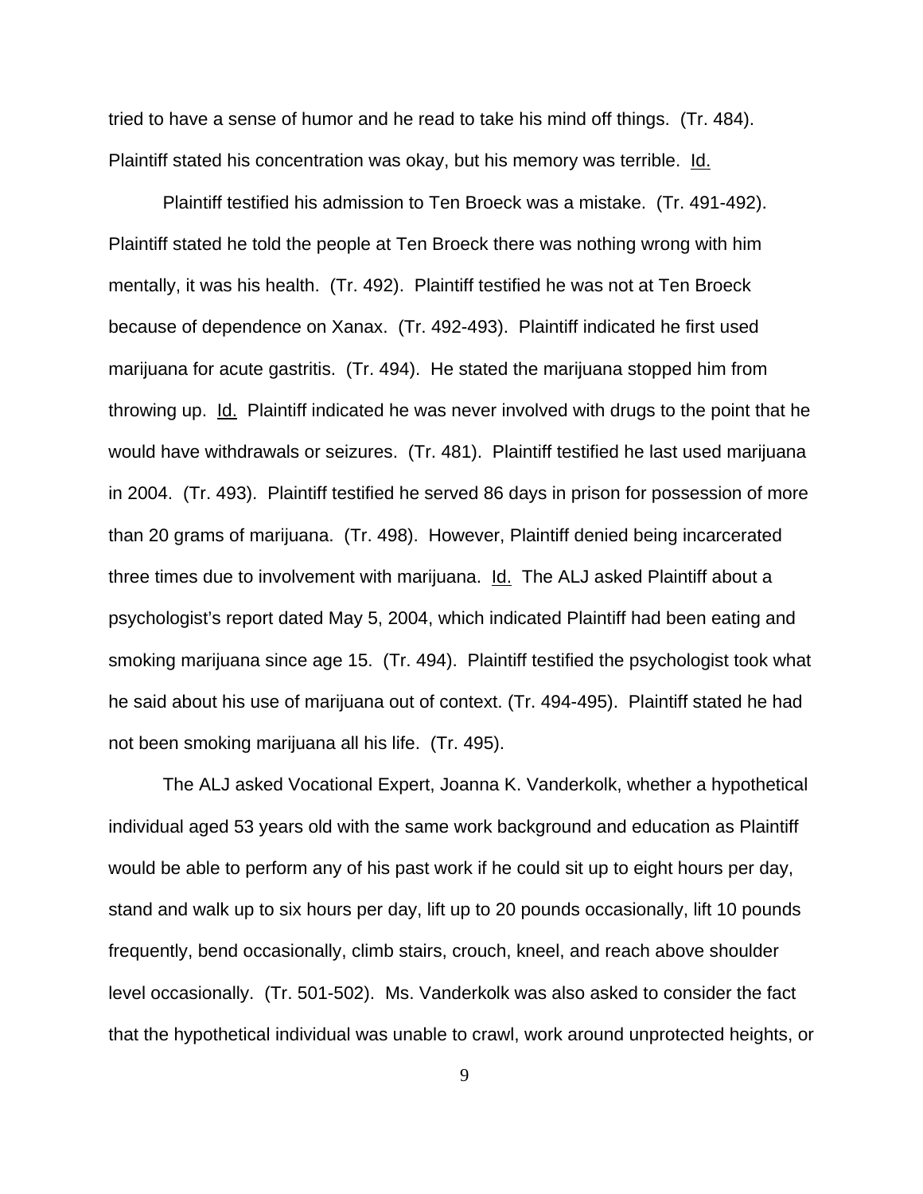tried to have a sense of humor and he read to take his mind off things. (Tr. 484). Plaintiff stated his concentration was okay, but his memory was terrible. Id.

Plaintiff testified his admission to Ten Broeck was a mistake. (Tr. 491-492). Plaintiff stated he told the people at Ten Broeck there was nothing wrong with him mentally, it was his health. (Tr. 492). Plaintiff testified he was not at Ten Broeck because of dependence on Xanax. (Tr. 492-493). Plaintiff indicated he first used marijuana for acute gastritis. (Tr. 494). He stated the marijuana stopped him from throwing up. Id. Plaintiff indicated he was never involved with drugs to the point that he would have withdrawals or seizures. (Tr. 481). Plaintiff testified he last used marijuana in 2004. (Tr. 493). Plaintiff testified he served 86 days in prison for possession of more than 20 grams of marijuana. (Tr. 498). However, Plaintiff denied being incarcerated three times due to involvement with marijuana. Id. The ALJ asked Plaintiff about a psychologist's report dated May 5, 2004, which indicated Plaintiff had been eating and smoking marijuana since age 15. (Tr. 494). Plaintiff testified the psychologist took what he said about his use of marijuana out of context. (Tr. 494-495). Plaintiff stated he had not been smoking marijuana all his life. (Tr. 495).

The ALJ asked Vocational Expert, Joanna K. Vanderkolk, whether a hypothetical individual aged 53 years old with the same work background and education as Plaintiff would be able to perform any of his past work if he could sit up to eight hours per day, stand and walk up to six hours per day, lift up to 20 pounds occasionally, lift 10 pounds frequently, bend occasionally, climb stairs, crouch, kneel, and reach above shoulder level occasionally. (Tr. 501-502). Ms. Vanderkolk was also asked to consider the fact that the hypothetical individual was unable to crawl, work around unprotected heights, or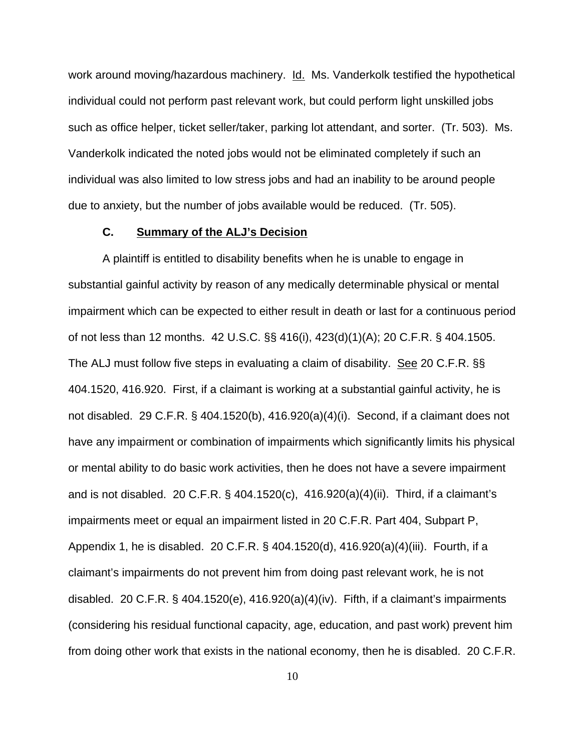work around moving/hazardous machinery. Id. Ms. Vanderkolk testified the hypothetical individual could not perform past relevant work, but could perform light unskilled jobs such as office helper, ticket seller/taker, parking lot attendant, and sorter. (Tr. 503). Ms. Vanderkolk indicated the noted jobs would not be eliminated completely if such an individual was also limited to low stress jobs and had an inability to be around people due to anxiety, but the number of jobs available would be reduced. (Tr. 505).

### C. Summary of the ALJ's Decision

A plaintiff is entitled to disability benefits when he is unable to engage in substantial gainful activity by reason of any medically determinable physical or mental impairment which can be expected to either result in death or last for a continuous period of not less than 12 months. 42 U.S.C. §§ 416(i), 423(d)(1)(A); 20 C.F.R. § 404.1505. The ALJ must follow five steps in evaluating a claim of disability. See 20 C.F.R. §§ 404.1520, 416.920. First, if a claimant is working at a substantial gainful activity, he is not disabled. 29 C.F.R. § 404.1520(b), 416.920(a)(4)(i). Second, if a claimant does not have any impairment or combination of impairments which significantly limits his physical or mental ability to do basic work activities, then he does not have a severe impairment and is not disabled. 20 C.F.R. § 404.1520(c), 416.920(a)(4)(ii). Third, if a claimant's impairments meet or equal an impairment listed in 20 C.F.R. Part 404, Subpart P, Appendix 1, he is disabled. 20 C.F.R. § 404.1520(d), 416.920(a)(4)(iii). Fourth, if a claimant's impairments do not prevent him from doing past relevant work, he is not disabled. 20 C.F.R. § 404.1520(e), 416.920(a)(4)(iv). Fifth, if a claimant's impairments (considering his residual functional capacity, age, education, and past work) prevent him from doing other work that exists in the national economy, then he is disabled. 20 C.F.R.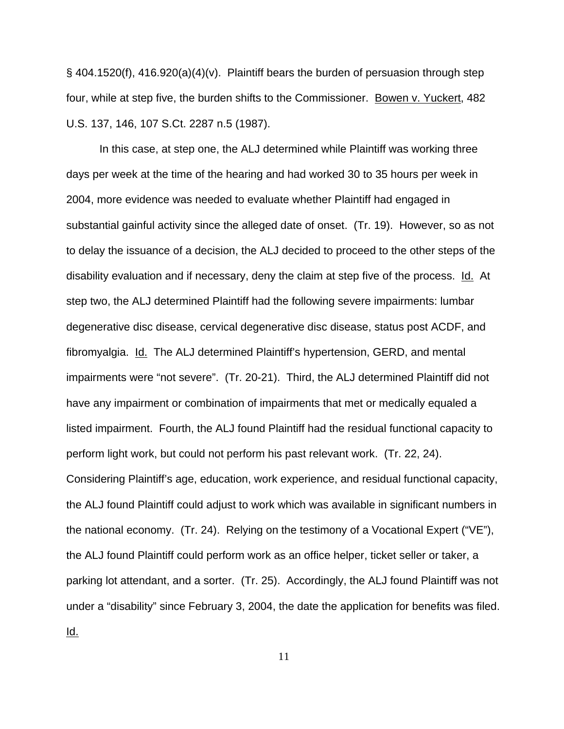§ 404.1520(f), 416.920(a)(4)(v). Plaintiff bears the burden of persuasion through step four, while at step five, the burden shifts to the Commissioner. Bowen v. Yuckert, 482 U.S. 137, 146, 107 S.Ct. 2287 n.5 (1987).

In this case, at step one, the ALJ determined while Plaintiff was working three days per week at the time of the hearing and had worked 30 to 35 hours per week in 2004, more evidence was needed to evaluate whether Plaintiff had engaged in substantial gainful activity since the alleged date of onset. (Tr. 19). However, so as not to delay the issuance of a decision, the ALJ decided to proceed to the other steps of the disability evaluation and if necessary, deny the claim at step five of the process. Id. At step two, the ALJ determined Plaintiff had the following severe impairments: lumbar degenerative disc disease, cervical degenerative disc disease, status post ACDF, and fibromyalgia. Id. The ALJ determined Plaintiff's hypertension, GERD, and mental impairments were "not severe". (Tr. 20-21). Third, the ALJ determined Plaintiff did not have any impairment or combination of impairments that met or medically equaled a listed impairment. Fourth, the ALJ found Plaintiff had the residual functional capacity to perform light work, but could not perform his past relevant work. (Tr. 22, 24). Considering Plaintiff's age, education, work experience, and residual functional capacity, the ALJ found Plaintiff could adjust to work which was available in significant numbers in the national economy. (Tr. 24). Relying on the testimony of a Vocational Expert ("VE"), the ALJ found Plaintiff could perform work as an office helper, ticket seller or taker, a parking lot attendant, and a sorter. (Tr. 25). Accordingly, the ALJ found Plaintiff was not under a "disability" since February 3, 2004, the date the application for benefits was filed. Id.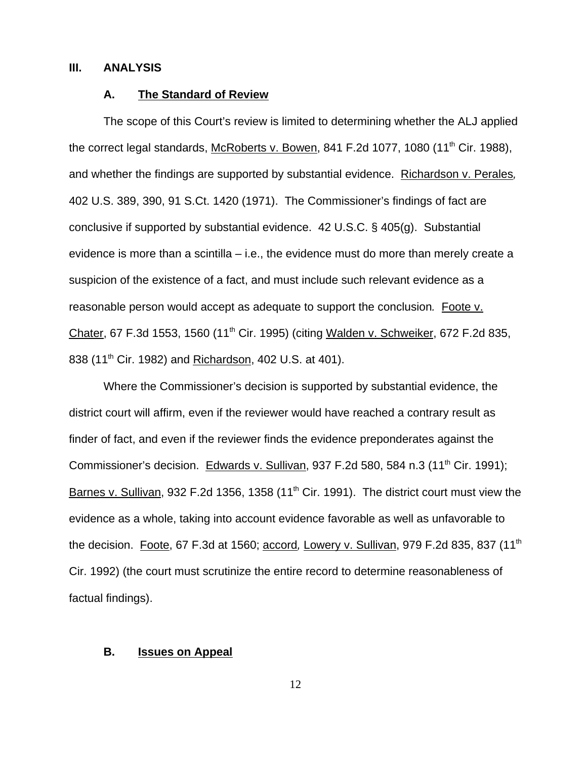## III. ANALYSIS

### A. The Standard of Review

The scope of this Court's review is limited to determining whether the ALJ applied the correct legal standards, McRoberts v. Bowen, 841 F.2d 1077, 1080 (11th Cir. 1988), and whether the findings are supported by substantial evidence. Richardson v. Perales, 402 U.S. 389, 390, 91 S.Ct. 1420 (1971). The Commissioner's findings of fact are conclusive if supported by substantial evidence. 42 U.S.C. § 405(g). Substantial evidence is more than a scintilla – i.e., the evidence must do more than merely create a suspicion of the existence of a fact, and must include such relevant evidence as a reasonable person would accept as adequate to support the conclusion. Foote v. Chater, 67 F.3d 1553, 1560 (11th Cir. 1995) (citing Walden v. Schweiker, 672 F.2d 835, 838 (11th Cir. 1982) and Richardson, 402 U.S. at 401).

Where the Commissioner's decision is supported by substantial evidence, the district court will affirm, even if the reviewer would have reached a contrary result as finder of fact, and even if the reviewer finds the evidence preponderates against the Commissioner's decision. Edwards v. Sullivan, 937 F.2d 580, 584 n.3 (11th Cir. 1991); Barnes v. Sullivan, 932 F.2d 1356, 1358 (11th Cir. 1991). The district court must view the evidence as a whole, taking into account evidence favorable as well as unfavorable to the decision. Foote, 67 F.3d at 1560; accord, Lowery v. Sullivan, 979 F.2d 835, 837 (11th Cir. 1992) (the court must scrutinize the entire record to determine reasonableness of factual findings).

### B. Issues on Appeal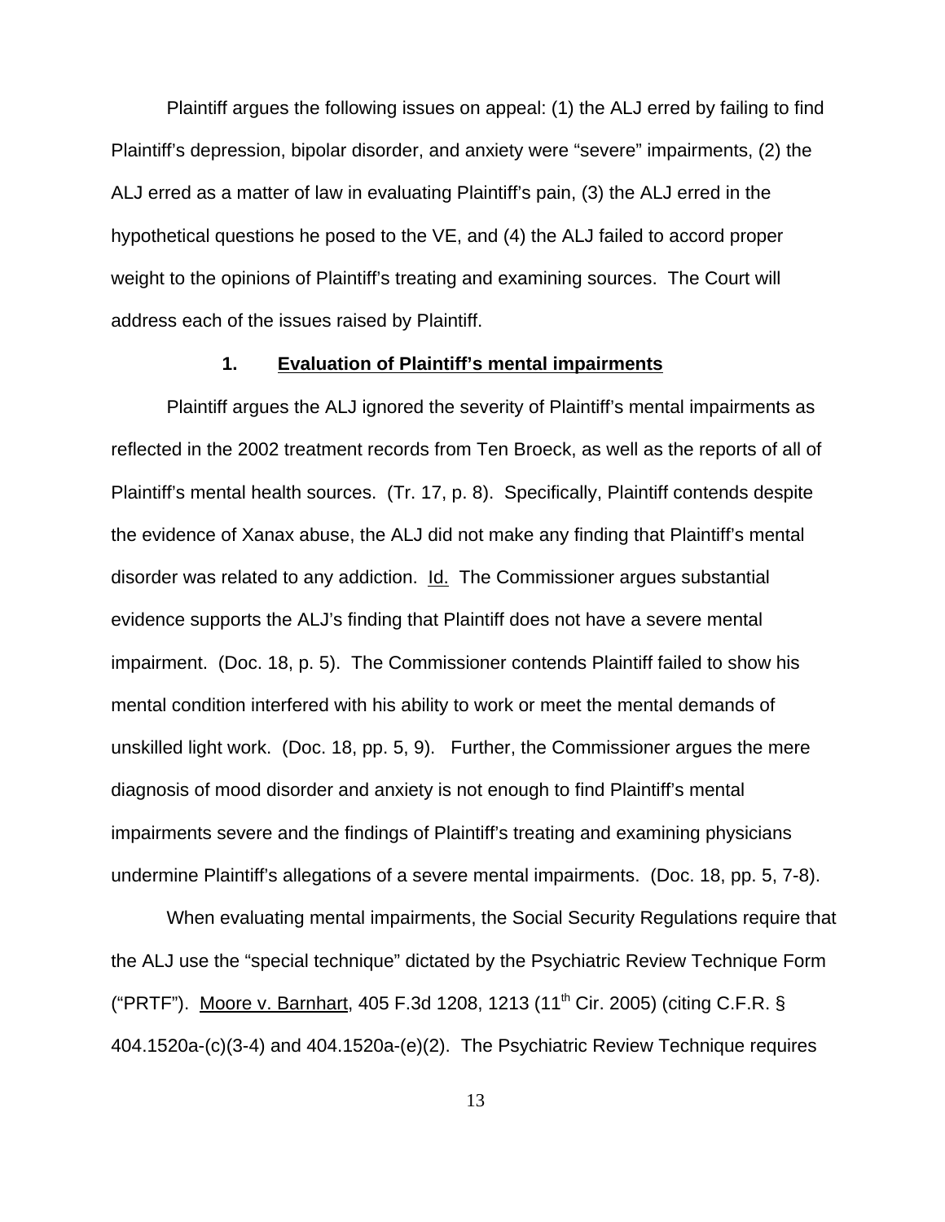Plaintiff argues the following issues on appeal: (1) the ALJ erred by failing to find Plaintiff's depression, bipolar disorder, and anxiety were "severe" impairments, (2) the ALJ erred as a matter of law in evaluating Plaintiff's pain, (3) the ALJ erred in the hypothetical questions he posed to the VE, and (4) the ALJ failed to accord proper weight to the opinions of Plaintiff's treating and examining sources. The Court will address each of the issues raised by Plaintiff.

**1. Evaluation of Plaintiff's mental impairments**

Plaintiff argues the ALJ ignored the severity of Plaintiff's mental impairments as reflected in the 2002 treatment records from Ten Broeck, as well as the reports of all of Plaintiff's mental health sources. (Tr. 17, p. 8). Specifically, Plaintiff contends despite the evidence of Xanax abuse, the ALJ did not make any finding that Plaintiff's mental disorder was related to any addiction. Id. The Commissioner argues substantial evidence supports the ALJ's finding that Plaintiff does not have a severe mental impairment. (Doc. 18, p. 5). The Commissioner contends Plaintiff failed to show his mental condition interfered with his ability to work or meet the mental demands of unskilled light work. (Doc. 18, pp. 5, 9). Further, the Commissioner argues the mere diagnosis of mood disorder and anxiety is not enough to find Plaintiff's mental impairments severe and the findings of Plaintiff's treating and examining physicians undermine Plaintiff's allegations of a severe mental impairments. (Doc. 18, pp. 5, 7-8).

When evaluating mental impairments, the Social Security Regulations require that the ALJ use the "special technique" dictated by the Psychiatric Review Technique Form ("PRTF"). Moore v. Barnhart, 405 F.3d 1208, 1213 (11th Cir. 2005) (citing C.F.R. § 404.1520a-(c)(3-4) and 404.1520a-(e)(2). The Psychiatric Review Technique requires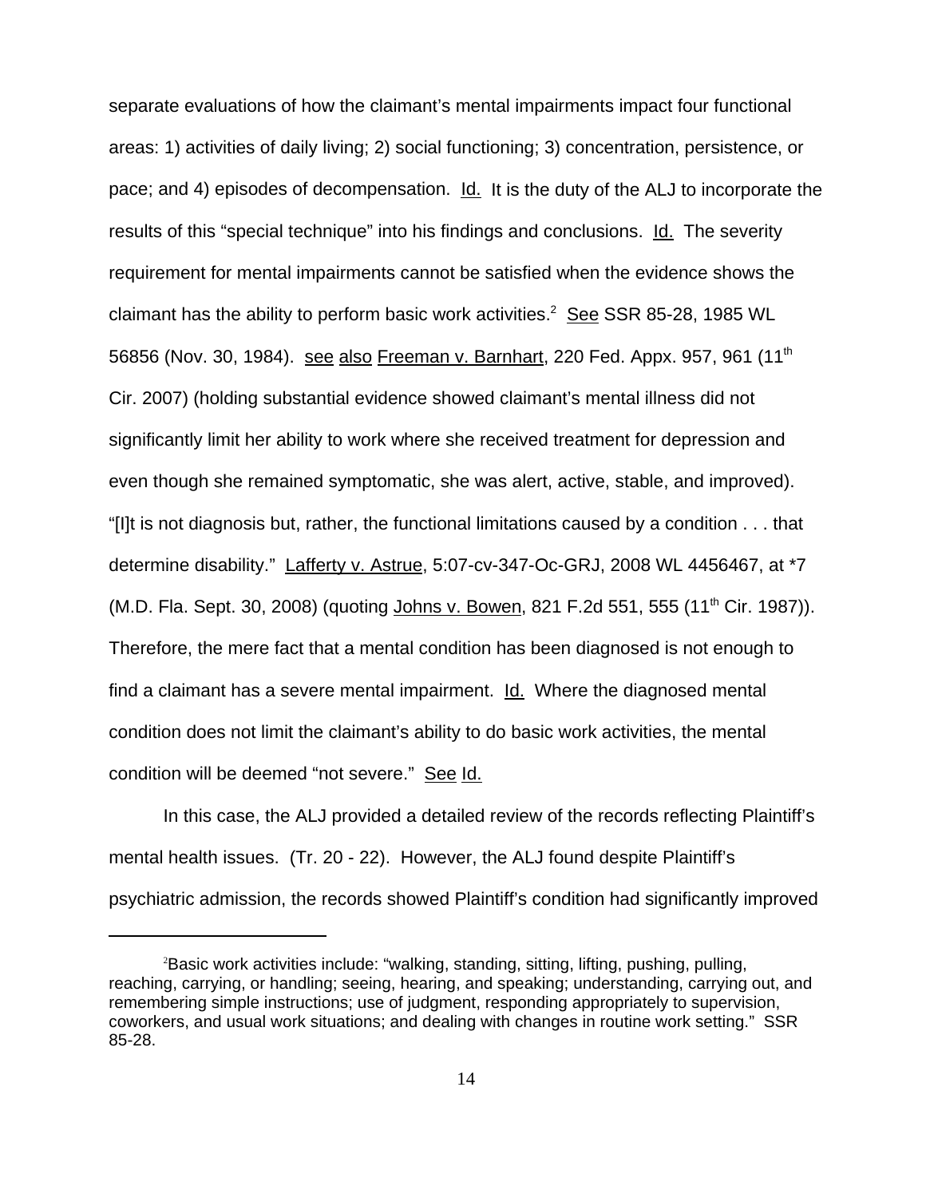separate evaluations of how the claimant's mental impairments impact four functional areas: 1) activities of daily living; 2) social functioning; 3) concentration, persistence, or pace; and 4) episodes of decompensation. Id. It is the duty of the ALJ to incorporate the results of this "special technique" into his findings and conclusions. Id. The severity requirement for mental impairments cannot be satisfied when the evidence shows the claimant has the ability to perform basic work activities.[2] See SSR 85-28, 1985 WL 56856 (Nov. 30, 1984). see also Freeman v. Barnhart, 220 Fed. Appx. 957, 961 (11th Cir. 2007) (holding substantial evidence showed claimant's mental illness did not significantly limit her ability to work where she received treatment for depression and even though she remained symptomatic, she was alert, active, stable, and improved). "[I]t is not diagnosis but, rather, the functional limitations caused by a condition . . . that determine disability." Lafferty v. Astrue, 5:07-cv-347-Oc-GRJ, 2008 WL 4456467, at *7 (M.D. Fla. Sept. 30, 2008) (quoting Johns v. Bowen, 821 F.2d 551, 555 (11th Cir. 1987)). Therefore, the mere fact that a mental condition has been diagnosed is not enough to find a claimant has a severe mental impairment. Id. Where the diagnosed mental condition does not limit the claimant's ability to do basic work activities, the mental condition will be deemed "not severe." See Id.

In this case, the ALJ provided a detailed review of the records reflecting Plaintiff's mental health issues. (Tr. 20 - 22). However, the ALJ found despite Plaintiff's psychiatric admission, the records showed Plaintiff's condition had significantly improved

---

[2] Basic work activities include: "walking, standing, sitting, lifting, pushing, pulling, reaching, carrying, or handling; seeing, hearing, and speaking; understanding, carrying out, and remembering simple instructions; use of judgment, responding appropriately to supervision, coworkers, and usual work situations; and dealing with changes in routine work setting." SSR 85-28.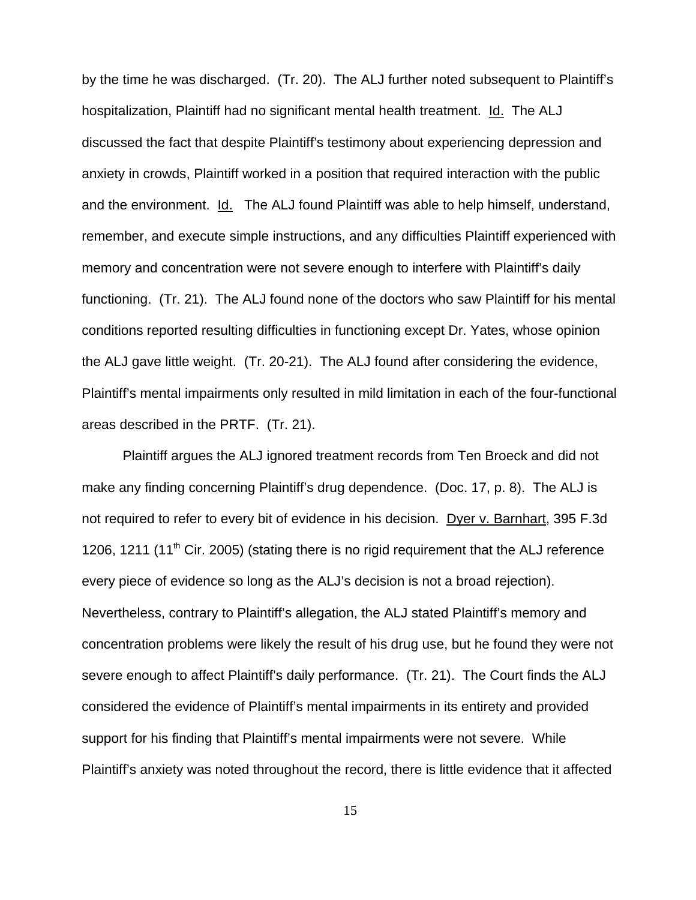by the time he was discharged. (Tr. 20). The ALJ further noted subsequent to Plaintiff's hospitalization, Plaintiff had no significant mental health treatment. Id. The ALJ discussed the fact that despite Plaintiff's testimony about experiencing depression and anxiety in crowds, Plaintiff worked in a position that required interaction with the public and the environment. Id. The ALJ found Plaintiff was able to help himself, understand, remember, and execute simple instructions, and any difficulties Plaintiff experienced with memory and concentration were not severe enough to interfere with Plaintiff's daily functioning. (Tr. 21). The ALJ found none of the doctors who saw Plaintiff for his mental conditions reported resulting difficulties in functioning except Dr. Yates, whose opinion the ALJ gave little weight. (Tr. 20-21). The ALJ found after considering the evidence, Plaintiff's mental impairments only resulted in mild limitation in each of the four-functional areas described in the PRTF. (Tr. 21).

Plaintiff argues the ALJ ignored treatment records from Ten Broeck and did not make any finding concerning Plaintiff's drug dependence. (Doc. 17, p. 8). The ALJ is not required to refer to every bit of evidence in his decision. Dyer v. Barnhart, 395 F.3d 1206, 1211 (11th Cir. 2005) (stating there is no rigid requirement that the ALJ reference every piece of evidence so long as the ALJ's decision is not a broad rejection). Nevertheless, contrary to Plaintiff's allegation, the ALJ stated Plaintiff's memory and concentration problems were likely the result of his drug use, but he found they were not severe enough to affect Plaintiff's daily performance. (Tr. 21). The Court finds the ALJ considered the evidence of Plaintiff's mental impairments in its entirety and provided support for his finding that Plaintiff's mental impairments were not severe. While Plaintiff's anxiety was noted throughout the record, there is little evidence that it affected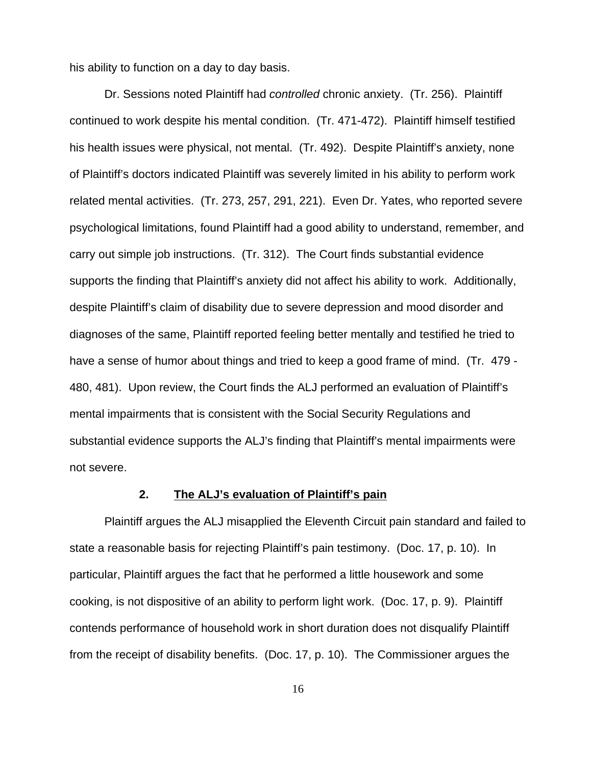his ability to function on a day to day basis.

Dr. Sessions noted Plaintiff had *controlled* chronic anxiety. (Tr. 256). Plaintiff continued to work despite his mental condition. (Tr. 471-472). Plaintiff himself testified his health issues were physical, not mental. (Tr. 492). Despite Plaintiff's anxiety, none of Plaintiff's doctors indicated Plaintiff was severely limited in his ability to perform work related mental activities. (Tr. 273, 257, 291, 221). Even Dr. Yates, who reported severe psychological limitations, found Plaintiff had a good ability to understand, remember, and carry out simple job instructions. (Tr. 312). The Court finds substantial evidence supports the finding that Plaintiff's anxiety did not affect his ability to work. Additionally, despite Plaintiff's claim of disability due to severe depression and mood disorder and diagnoses of the same, Plaintiff reported feeling better mentally and testified he tried to have a sense of humor about things and tried to keep a good frame of mind. (Tr. 479 - 480, 481). Upon review, the Court finds the ALJ performed an evaluation of Plaintiff's mental impairments that is consistent with the Social Security Regulations and substantial evidence supports the ALJ's finding that Plaintiff's mental impairments were not severe.

### 2. **The ALJ's evaluation of Plaintiff's pain**

Plaintiff argues the ALJ misapplied the Eleventh Circuit pain standard and failed to state a reasonable basis for rejecting Plaintiff's pain testimony. (Doc. 17, p. 10). In particular, Plaintiff argues the fact that he performed a little housework and some cooking, is not dispositive of an ability to perform light work. (Doc. 17, p. 9). Plaintiff contends performance of household work in short duration does not disqualify Plaintiff from the receipt of disability benefits. (Doc. 17, p. 10). The Commissioner argues the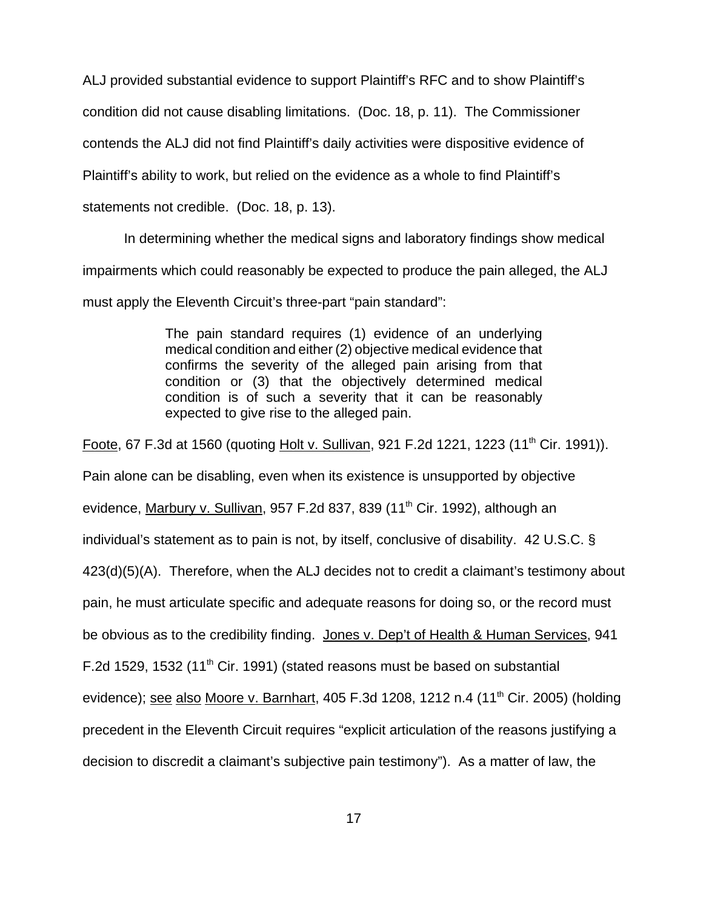ALJ provided substantial evidence to support Plaintiff's RFC and to show Plaintiff's condition did not cause disabling limitations. (Doc. 18, p. 11). The Commissioner contends the ALJ did not find Plaintiff's daily activities were dispositive evidence of Plaintiff's ability to work, but relied on the evidence as a whole to find Plaintiff's statements not credible. (Doc. 18, p. 13).

In determining whether the medical signs and laboratory findings show medical impairments which could reasonably be expected to produce the pain alleged, the ALJ must apply the Eleventh Circuit's three-part "pain standard":

> The pain standard requires (1) evidence of an underlying medical condition and either (2) objective medical evidence that confirms the severity of the alleged pain arising from that condition or (3) that the objectively determined medical condition is of such a severity that it can be reasonably expected to give rise to the alleged pain.

Foote, 67 F.3d at 1560 (quoting Holt v. Sullivan, 921 F.2d 1221, 1223 (11th Cir. 1991)). Pain alone can be disabling, even when its existence is unsupported by objective evidence, Marbury v. Sullivan, 957 F.2d 837, 839 (11th Cir. 1992), although an individual's statement as to pain is not, by itself, conclusive of disability. 42 U.S.C. § 423(d)(5)(A). Therefore, when the ALJ decides not to credit a claimant's testimony about pain, he must articulate specific and adequate reasons for doing so, or the record must be obvious as to the credibility finding. Jones v. Dep't of Health & Human Services, 941 F.2d 1529, 1532 (11th Cir. 1991) (stated reasons must be based on substantial evidence); see also Moore v. Barnhart, 405 F.3d 1208, 1212 n.4 (11th Cir. 2005) (holding precedent in the Eleventh Circuit requires "explicit articulation of the reasons justifying a decision to discredit a claimant's subjective pain testimony"). As a matter of law, the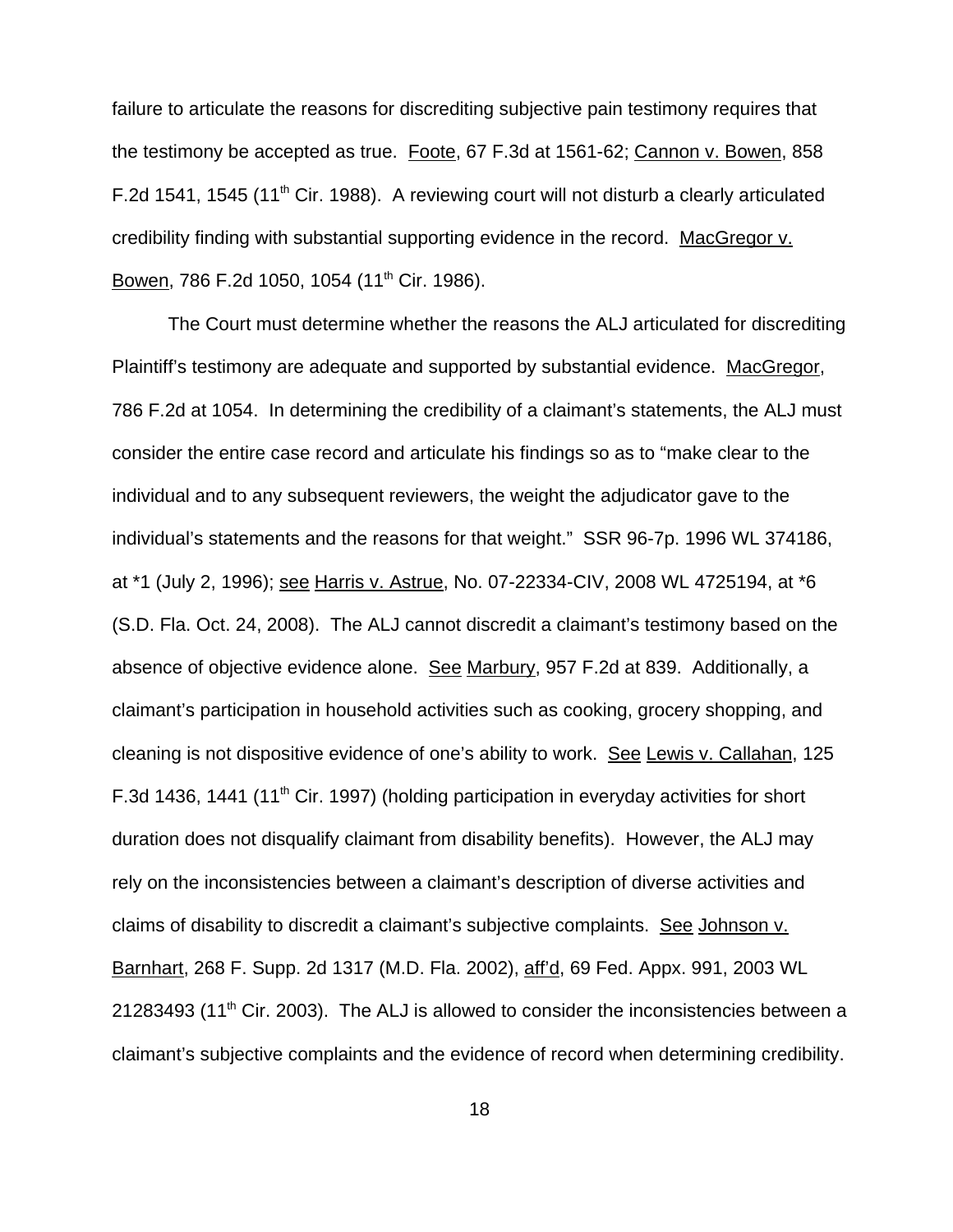failure to articulate the reasons for discrediting subjective pain testimony requires that the testimony be accepted as true. Foote, 67 F.3d at 1561-62; Cannon v. Bowen, 858 F.2d 1541, 1545 (11th Cir. 1988). A reviewing court will not disturb a clearly articulated credibility finding with substantial supporting evidence in the record. MacGregor v. Bowen, 786 F.2d 1050, 1054 (11th Cir. 1986).

The Court must determine whether the reasons the ALJ articulated for discrediting Plaintiff's testimony are adequate and supported by substantial evidence. MacGregor, 786 F.2d at 1054. In determining the credibility of a claimant's statements, the ALJ must consider the entire case record and articulate his findings so as to "make clear to the individual and to any subsequent reviewers, the weight the adjudicator gave to the individual's statements and the reasons for that weight." SSR 96-7p. 1996 WL 374186, at *1 (July 2, 1996); see Harris v. Astrue, No. 07-22334-CIV, 2008 WL 4725194, at *6 (S.D. Fla. Oct. 24, 2008). The ALJ cannot discredit a claimant's testimony based on the absence of objective evidence alone. See Marbury, 957 F.2d at 839. Additionally, a claimant's participation in household activities such as cooking, grocery shopping, and cleaning is not dispositive evidence of one's ability to work. See Lewis v. Callahan, 125 F.3d 1436, 1441 (11th Cir. 1997) (holding participation in everyday activities for short duration does not disqualify claimant from disability benefits). However, the ALJ may rely on the inconsistencies between a claimant's description of diverse activities and claims of disability to discredit a claimant's subjective complaints. See Johnson v. Barnhart, 268 F. Supp. 2d 1317 (M.D. Fla. 2002), aff'd, 69 Fed. Appx. 991, 2003 WL 21283493 (11th Cir. 2003). The ALJ is allowed to consider the inconsistencies between a claimant's subjective complaints and the evidence of record when determining credibility.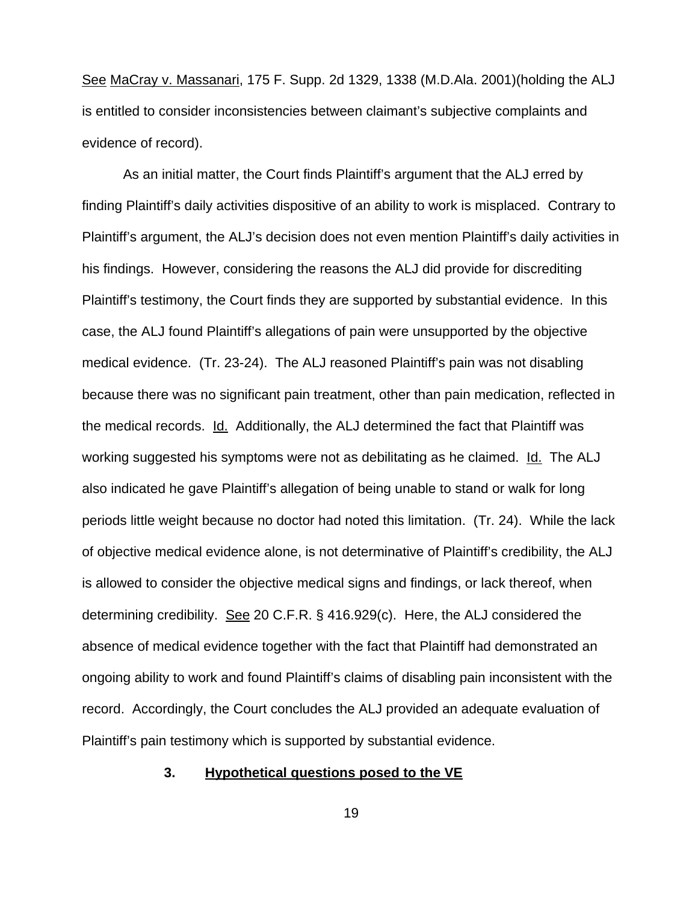See MaCray v. Massanari, 175 F. Supp. 2d 1329, 1338 (M.D.Ala. 2001)(holding the ALJ is entitled to consider inconsistencies between claimant's subjective complaints and evidence of record).

As an initial matter, the Court finds Plaintiff's argument that the ALJ erred by finding Plaintiff's daily activities dispositive of an ability to work is misplaced. Contrary to Plaintiff's argument, the ALJ's decision does not even mention Plaintiff's daily activities in his findings. However, considering the reasons the ALJ did provide for discrediting Plaintiff's testimony, the Court finds they are supported by substantial evidence. In this case, the ALJ found Plaintiff's allegations of pain were unsupported by the objective medical evidence. (Tr. 23-24). The ALJ reasoned Plaintiff's pain was not disabling because there was no significant pain treatment, other than pain medication, reflected in the medical records. Id. Additionally, the ALJ determined the fact that Plaintiff was working suggested his symptoms were not as debilitating as he claimed. Id. The ALJ also indicated he gave Plaintiff's allegation of being unable to stand or walk for long periods little weight because no doctor had noted this limitation. (Tr. 24). While the lack of objective medical evidence alone, is not determinative of Plaintiff's credibility, the ALJ is allowed to consider the objective medical signs and findings, or lack thereof, when determining credibility. See 20 C.F.R. § 416.929(c). Here, the ALJ considered the absence of medical evidence together with the fact that Plaintiff had demonstrated an ongoing ability to work and found Plaintiff's claims of disabling pain inconsistent with the record. Accordingly, the Court concludes the ALJ provided an adequate evaluation of Plaintiff's pain testimony which is supported by substantial evidence.

### 3. Hypothetical questions posed to the VE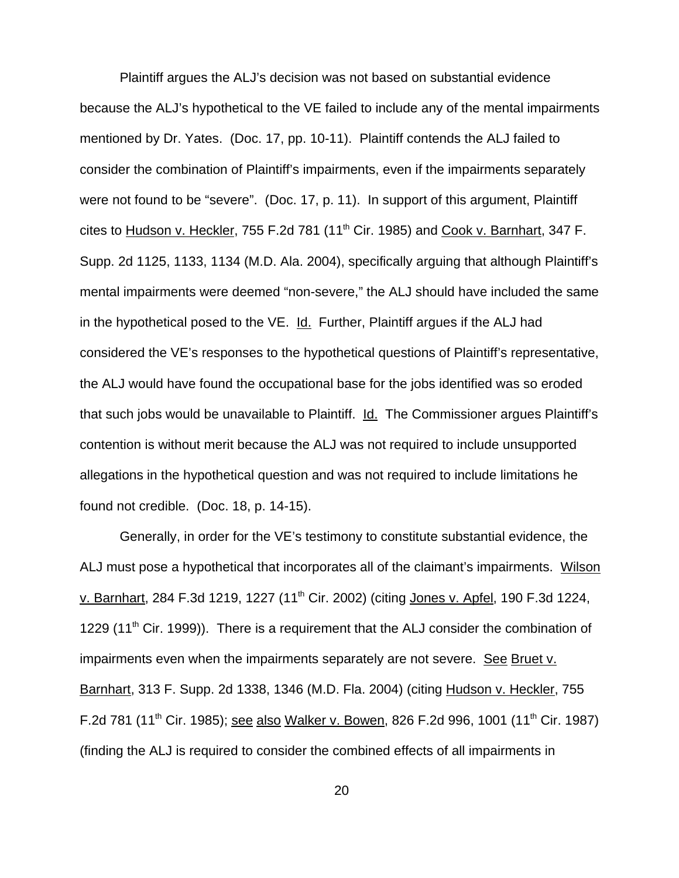Plaintiff argues the ALJ's decision was not based on substantial evidence because the ALJ's hypothetical to the VE failed to include any of the mental impairments mentioned by Dr. Yates. (Doc. 17, pp. 10-11). Plaintiff contends the ALJ failed to consider the combination of Plaintiff's impairments, even if the impairments separately were not found to be "severe". (Doc. 17, p. 11). In support of this argument, Plaintiff cites to Hudson v. Heckler, 755 F.2d 781 (11th Cir. 1985) and Cook v. Barnhart, 347 F. Supp. 2d 1125, 1133, 1134 (M.D. Ala. 2004), specifically arguing that although Plaintiff's mental impairments were deemed "non-severe," the ALJ should have included the same in the hypothetical posed to the VE. Id. Further, Plaintiff argues if the ALJ had considered the VE's responses to the hypothetical questions of Plaintiff's representative, the ALJ would have found the occupational base for the jobs identified was so eroded that such jobs would be unavailable to Plaintiff. Id. The Commissioner argues Plaintiff's contention is without merit because the ALJ was not required to include unsupported allegations in the hypothetical question and was not required to include limitations he found not credible. (Doc. 18, p. 14-15).

Generally, in order for the VE's testimony to constitute substantial evidence, the ALJ must pose a hypothetical that incorporates all of the claimant's impairments. Wilson v. Barnhart, 284 F.3d 1219, 1227 (11th Cir. 2002) (citing Jones v. Apfel, 190 F.3d 1224, 1229 (11th Cir. 1999)). There is a requirement that the ALJ consider the combination of impairments even when the impairments separately are not severe. See Bruet v. Barnhart, 313 F. Supp. 2d 1338, 1346 (M.D. Fla. 2004) (citing Hudson v. Heckler, 755 F.2d 781 (11th Cir. 1985); see also Walker v. Bowen, 826 F.2d 996, 1001 (11th Cir. 1987) (finding the ALJ is required to consider the combined effects of all impairments in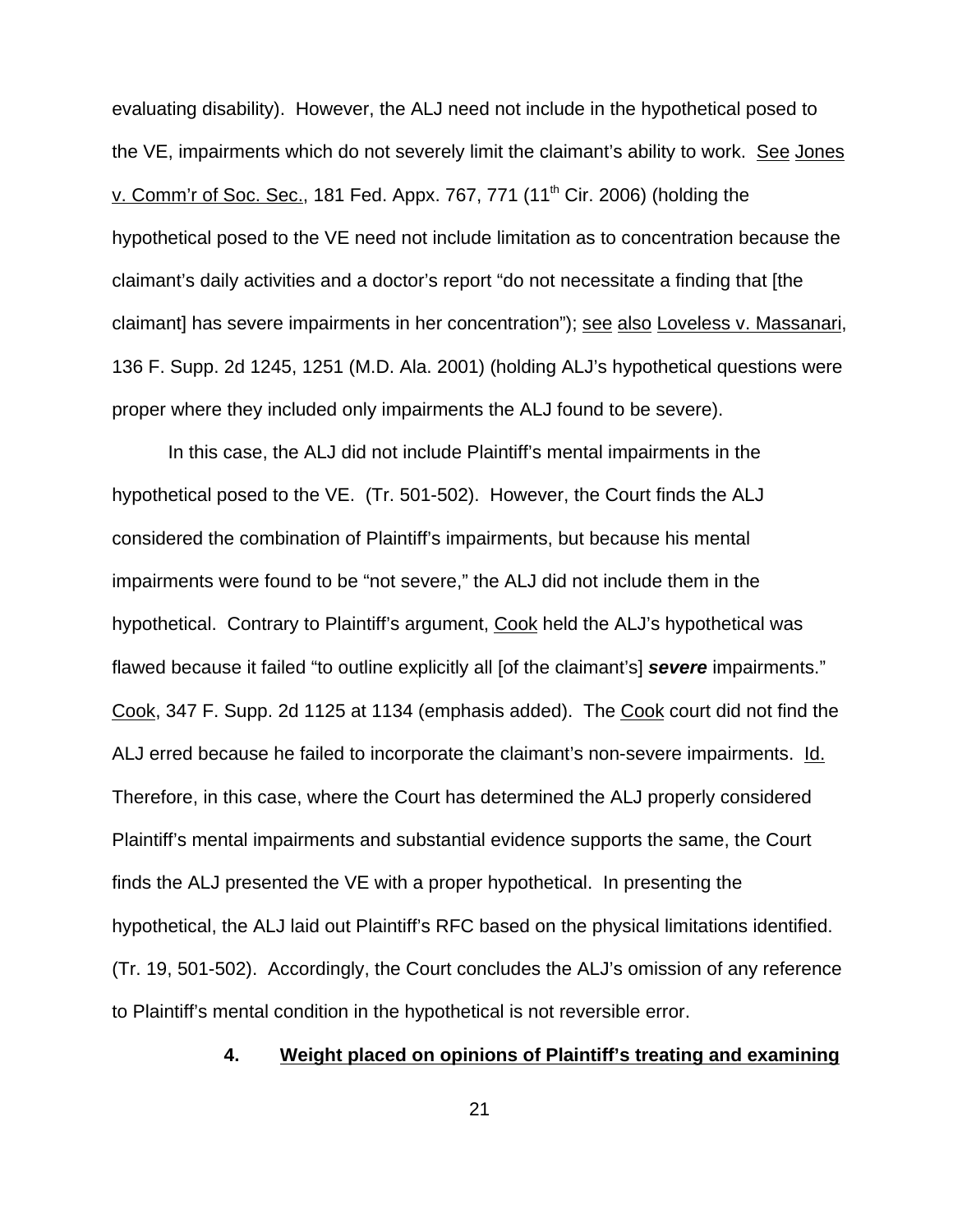evaluating disability). However, the ALJ need not include in the hypothetical posed to the VE, impairments which do not severely limit the claimant's ability to work. See Jones v. Comm'r of Soc. Sec., 181 Fed. Appx. 767, 771 (11th Cir. 2006) (holding the hypothetical posed to the VE need not include limitation as to concentration because the claimant's daily activities and a doctor's report "do not necessitate a finding that [the claimant] has severe impairments in her concentration"); see also Loveless v. Massanari, 136 F. Supp. 2d 1245, 1251 (M.D. Ala. 2001) (holding ALJ's hypothetical questions were proper where they included only impairments the ALJ found to be severe).

In this case, the ALJ did not include Plaintiff's mental impairments in the hypothetical posed to the VE. (Tr. 501-502). However, the Court finds the ALJ considered the combination of Plaintiff's impairments, but because his mental impairments were found to be "not severe," the ALJ did not include them in the hypothetical. Contrary to Plaintiff's argument, Cook held the ALJ's hypothetical was flawed because it failed "to outline explicitly all [of the claimant's] ***severe*** impairments." Cook, 347 F. Supp. 2d 1125 at 1134 (emphasis added). The Cook court did not find the ALJ erred because he failed to incorporate the claimant's non-severe impairments. Id. Therefore, in this case, where the Court has determined the ALJ properly considered Plaintiff's mental impairments and substantial evidence supports the same, the Court finds the ALJ presented the VE with a proper hypothetical. In presenting the hypothetical, the ALJ laid out Plaintiff's RFC based on the physical limitations identified. (Tr. 19, 501-502). Accordingly, the Court concludes the ALJ's omission of any reference to Plaintiff's mental condition in the hypothetical is not reversible error.

**4. Weight placed on opinions of Plaintiff's treating and examining**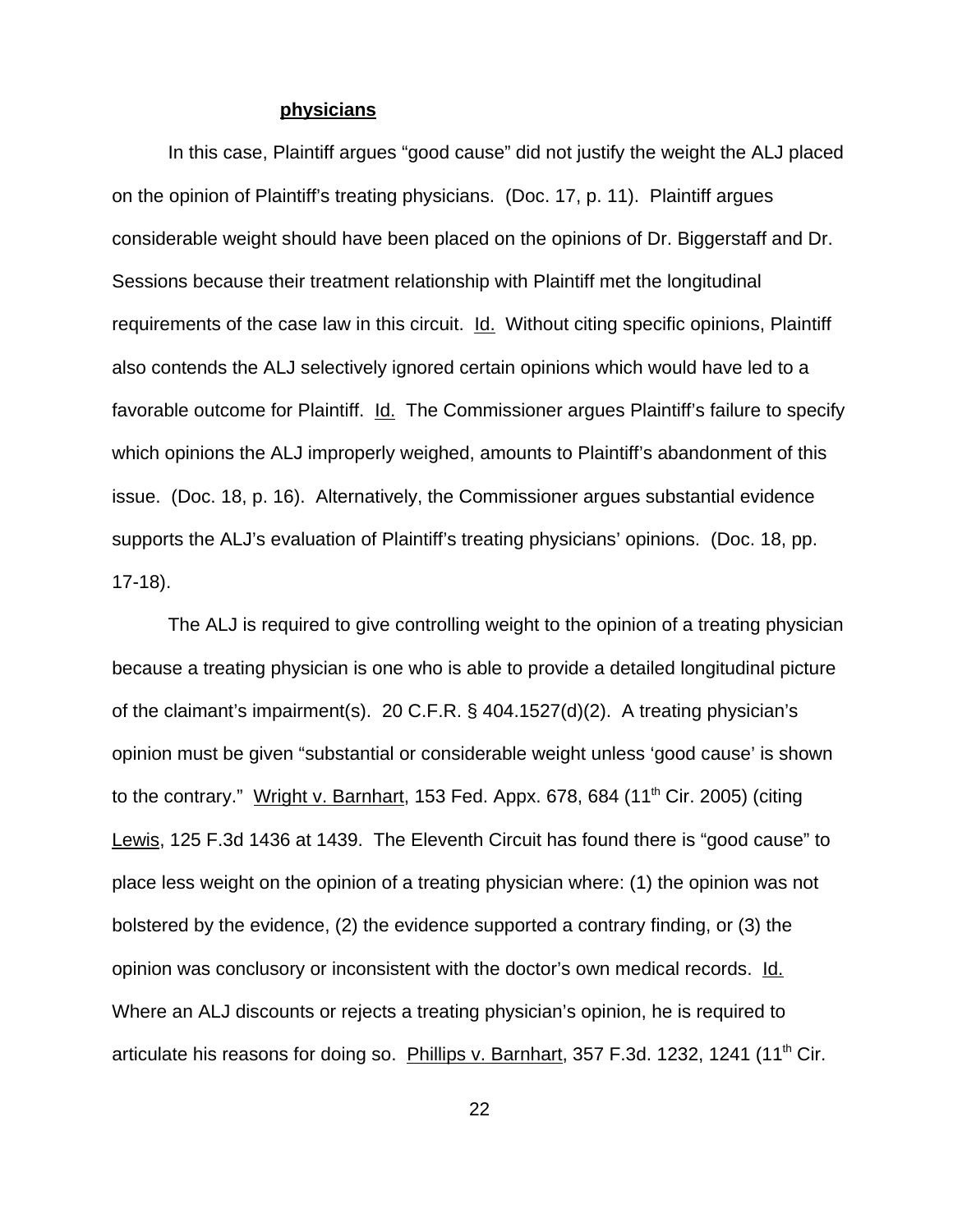**physicians**

In this case, Plaintiff argues "good cause" did not justify the weight the ALJ placed on the opinion of Plaintiff's treating physicians. (Doc. 17, p. 11). Plaintiff argues considerable weight should have been placed on the opinions of Dr. Biggerstaff and Dr. Sessions because their treatment relationship with Plaintiff met the longitudinal requirements of the case law in this circuit. Id. Without citing specific opinions, Plaintiff also contends the ALJ selectively ignored certain opinions which would have led to a favorable outcome for Plaintiff. Id. The Commissioner argues Plaintiff's failure to specify which opinions the ALJ improperly weighed, amounts to Plaintiff's abandonment of this issue. (Doc. 18, p. 16). Alternatively, the Commissioner argues substantial evidence supports the ALJ's evaluation of Plaintiff's treating physicians' opinions. (Doc. 18, pp. 17-18).

The ALJ is required to give controlling weight to the opinion of a treating physician because a treating physician is one who is able to provide a detailed longitudinal picture of the claimant's impairment(s). 20 C.F.R. § 404.1527(d)(2). A treating physician's opinion must be given "substantial or considerable weight unless 'good cause' is shown to the contrary." Wright v. Barnhart, 153 Fed. Appx. 678, 684 (11th Cir. 2005) (citing Lewis, 125 F.3d 1436 at 1439. The Eleventh Circuit has found there is "good cause" to place less weight on the opinion of a treating physician where: (1) the opinion was not bolstered by the evidence, (2) the evidence supported a contrary finding, or (3) the opinion was conclusory or inconsistent with the doctor's own medical records. Id. Where an ALJ discounts or rejects a treating physician's opinion, he is required to articulate his reasons for doing so. Phillips v. Barnhart, 357 F.3d. 1232, 1241 (11th Cir.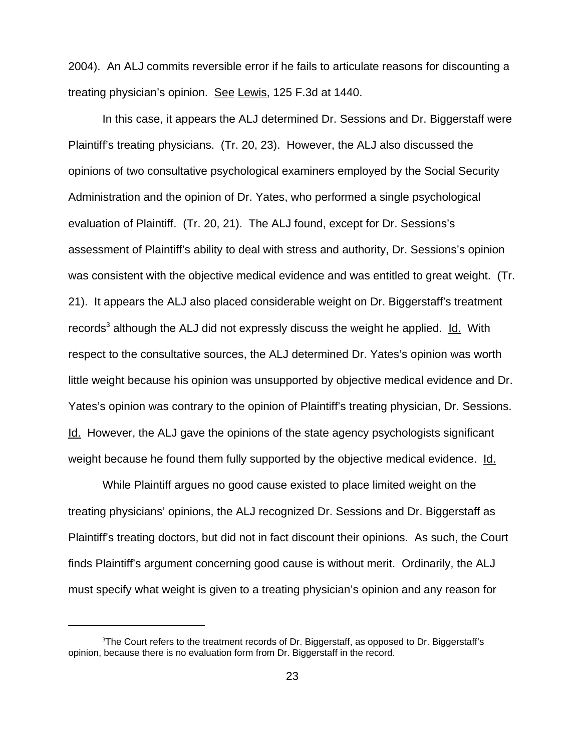2004). An ALJ commits reversible error if he fails to articulate reasons for discounting a treating physician's opinion. See Lewis, 125 F.3d at 1440.

In this case, it appears the ALJ determined Dr. Sessions and Dr. Biggerstaff were Plaintiff's treating physicians. (Tr. 20, 23). However, the ALJ also discussed the opinions of two consultative psychological examiners employed by the Social Security Administration and the opinion of Dr. Yates, who performed a single psychological evaluation of Plaintiff. (Tr. 20, 21). The ALJ found, except for Dr. Sessions's assessment of Plaintiff's ability to deal with stress and authority, Dr. Sessions's opinion was consistent with the objective medical evidence and was entitled to great weight. (Tr. 21). It appears the ALJ also placed considerable weight on Dr. Biggerstaff's treatment records[3] although the ALJ did not expressly discuss the weight he applied. Id. With respect to the consultative sources, the ALJ determined Dr. Yates's opinion was worth little weight because his opinion was unsupported by objective medical evidence and Dr. Yates's opinion was contrary to the opinion of Plaintiff's treating physician, Dr. Sessions. Id. However, the ALJ gave the opinions of the state agency psychologists significant weight because he found them fully supported by the objective medical evidence. Id.

While Plaintiff argues no good cause existed to place limited weight on the treating physicians' opinions, the ALJ recognized Dr. Sessions and Dr. Biggerstaff as Plaintiff's treating doctors, but did not in fact discount their opinions. As such, the Court finds Plaintiff's argument concerning good cause is without merit. Ordinarily, the ALJ must specify what weight is given to a treating physician's opinion and any reason for

---

[3] The Court refers to the treatment records of Dr. Biggerstaff, as opposed to Dr. Biggerstaff's opinion, because there is no evaluation form from Dr. Biggerstaff in the record.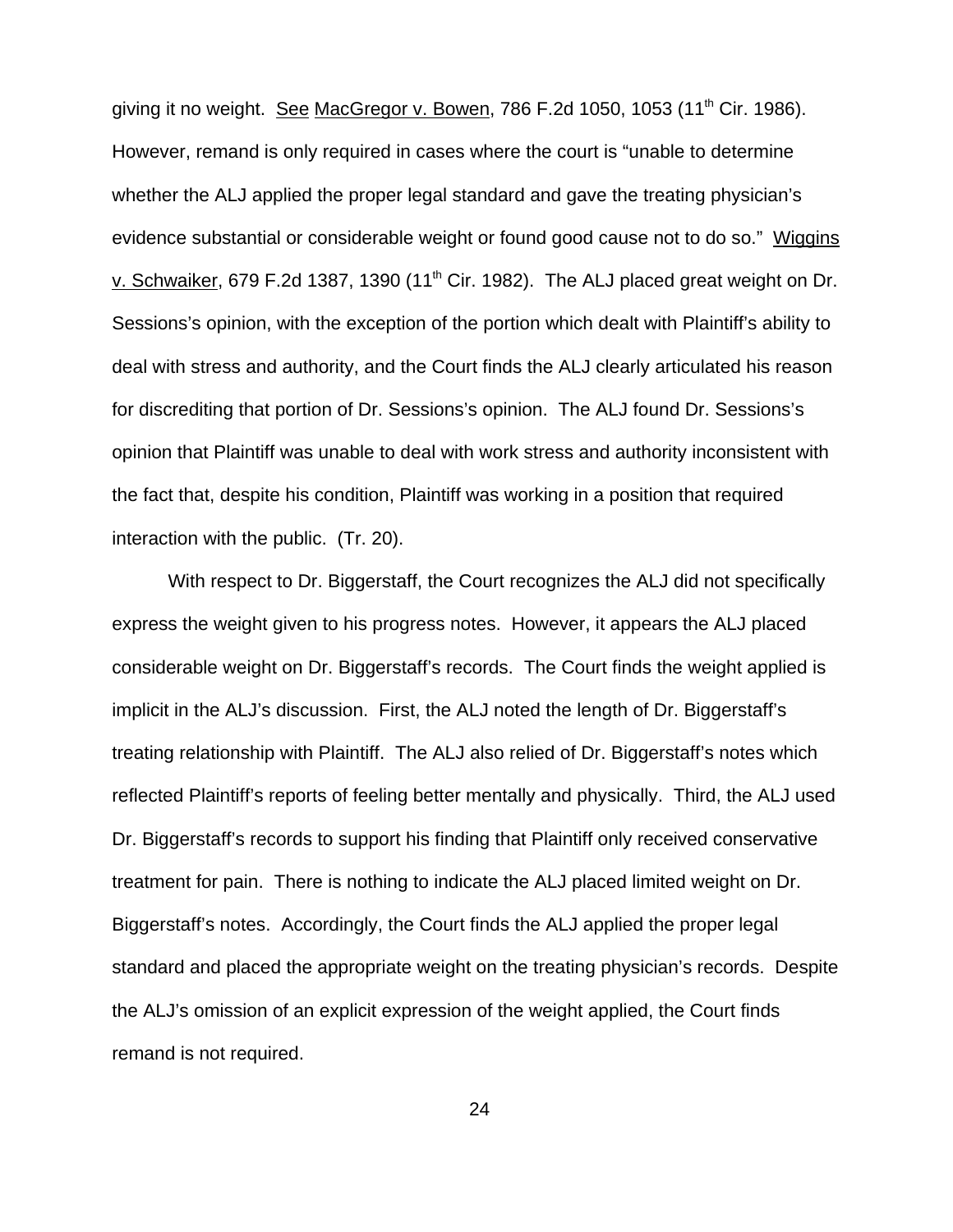giving it no weight. See MacGregor v. Bowen, 786 F.2d 1050, 1053 (11th Cir. 1986). However, remand is only required in cases where the court is "unable to determine whether the ALJ applied the proper legal standard and gave the treating physician's evidence substantial or considerable weight or found good cause not to do so." Wiggins v. Schwaiker, 679 F.2d 1387, 1390 (11th Cir. 1982). The ALJ placed great weight on Dr. Sessions's opinion, with the exception of the portion which dealt with Plaintiff's ability to deal with stress and authority, and the Court finds the ALJ clearly articulated his reason for discrediting that portion of Dr. Sessions's opinion. The ALJ found Dr. Sessions's opinion that Plaintiff was unable to deal with work stress and authority inconsistent with the fact that, despite his condition, Plaintiff was working in a position that required interaction with the public. (Tr. 20).

With respect to Dr. Biggerstaff, the Court recognizes the ALJ did not specifically express the weight given to his progress notes. However, it appears the ALJ placed considerable weight on Dr. Biggerstaff's records. The Court finds the weight applied is implicit in the ALJ's discussion. First, the ALJ noted the length of Dr. Biggerstaff's treating relationship with Plaintiff. The ALJ also relied of Dr. Biggerstaff's notes which reflected Plaintiff's reports of feeling better mentally and physically. Third, the ALJ used Dr. Biggerstaff's records to support his finding that Plaintiff only received conservative treatment for pain. There is nothing to indicate the ALJ placed limited weight on Dr. Biggerstaff's notes. Accordingly, the Court finds the ALJ applied the proper legal standard and placed the appropriate weight on the treating physician's records. Despite the ALJ's omission of an explicit expression of the weight applied, the Court finds remand is not required.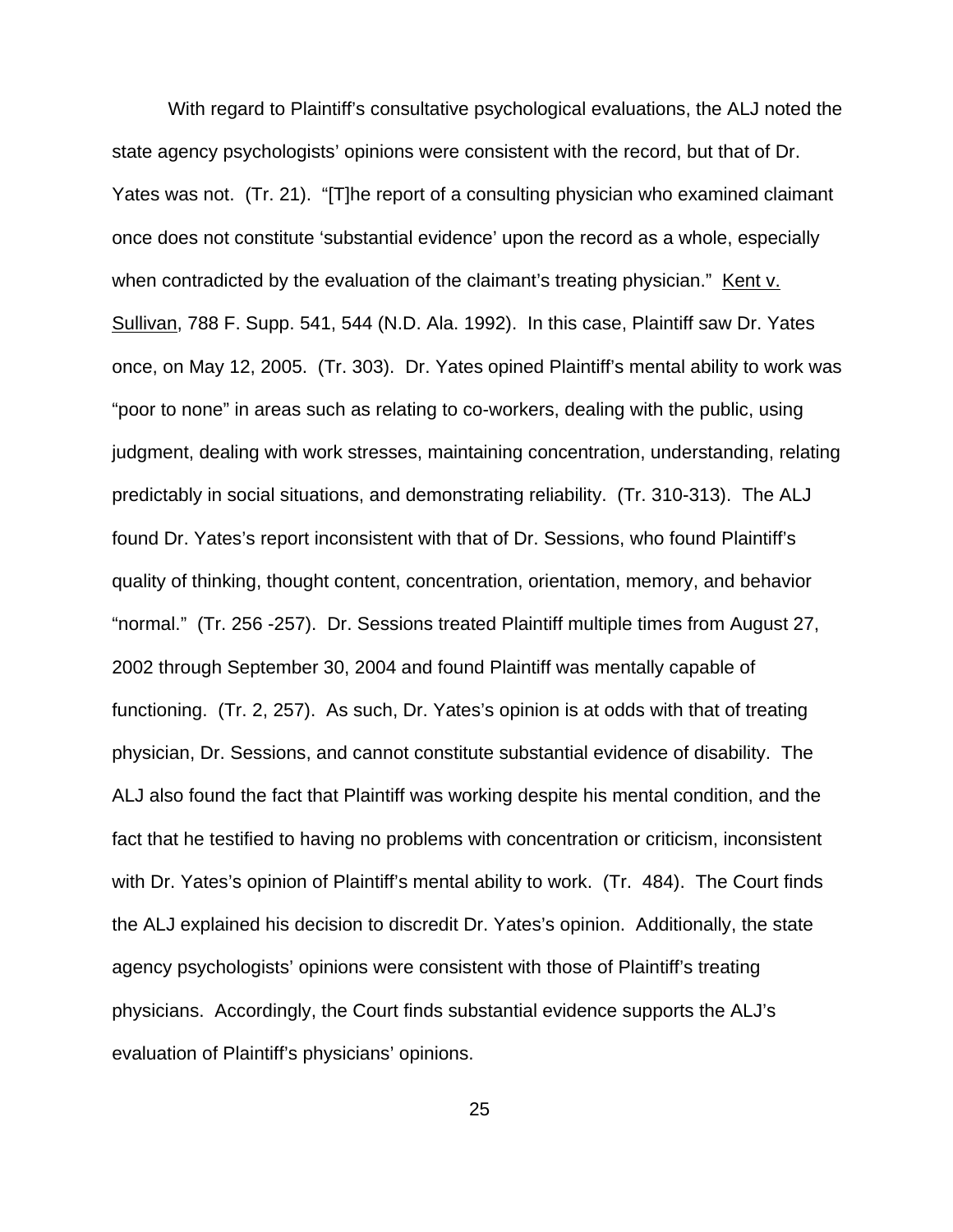With regard to Plaintiff's consultative psychological evaluations, the ALJ noted the state agency psychologists' opinions were consistent with the record, but that of Dr. Yates was not. (Tr. 21). "[T]he report of a consulting physician who examined claimant once does not constitute 'substantial evidence' upon the record as a whole, especially when contradicted by the evaluation of the claimant's treating physician." Kent v. Sullivan, 788 F. Supp. 541, 544 (N.D. Ala. 1992). In this case, Plaintiff saw Dr. Yates once, on May 12, 2005. (Tr. 303). Dr. Yates opined Plaintiff's mental ability to work was "poor to none" in areas such as relating to co-workers, dealing with the public, using judgment, dealing with work stresses, maintaining concentration, understanding, relating predictably in social situations, and demonstrating reliability. (Tr. 310-313). The ALJ found Dr. Yates's report inconsistent with that of Dr. Sessions, who found Plaintiff's quality of thinking, thought content, concentration, orientation, memory, and behavior "normal." (Tr. 256 -257). Dr. Sessions treated Plaintiff multiple times from August 27, 2002 through September 30, 2004 and found Plaintiff was mentally capable of functioning. (Tr. 2, 257). As such, Dr. Yates's opinion is at odds with that of treating physician, Dr. Sessions, and cannot constitute substantial evidence of disability. The ALJ also found the fact that Plaintiff was working despite his mental condition, and the fact that he testified to having no problems with concentration or criticism, inconsistent with Dr. Yates's opinion of Plaintiff's mental ability to work. (Tr. 484). The Court finds the ALJ explained his decision to discredit Dr. Yates's opinion. Additionally, the state agency psychologists' opinions were consistent with those of Plaintiff's treating physicians. Accordingly, the Court finds substantial evidence supports the ALJ's evaluation of Plaintiff's physicians' opinions.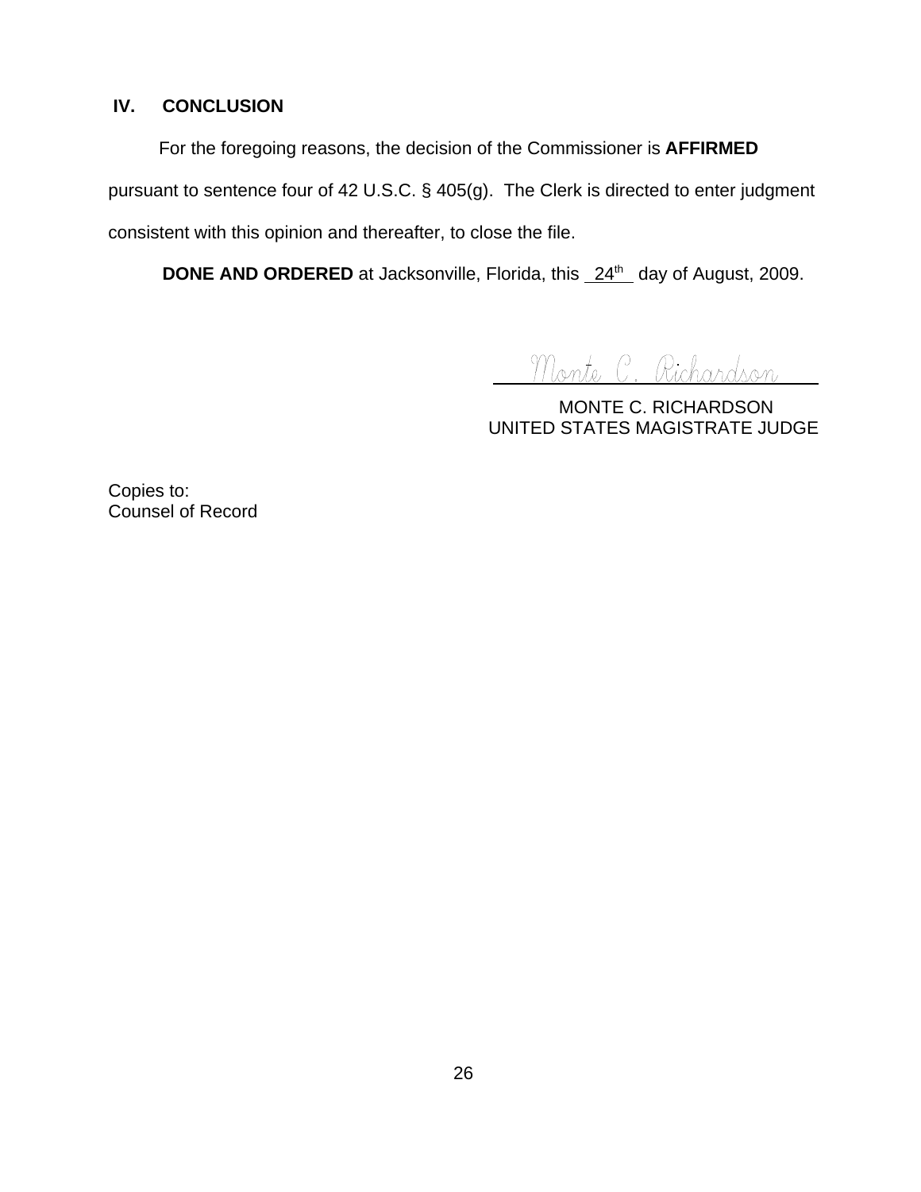## IV. CONCLUSION

For the foregoing reasons, the decision of the Commissioner is **AFFIRMED** pursuant to sentence four of 42 U.S.C. § 405(g). The Clerk is directed to enter judgment consistent with this opinion and thereafter, to close the file.

**DONE AND ORDERED** at Jacksonville, Florida, this 24th day of August, 2009.

Monte C. Richardson

MONTE C. RICHARDSON
UNITED STATES MAGISTRATE JUDGE

Copies to:
Counsel of Record